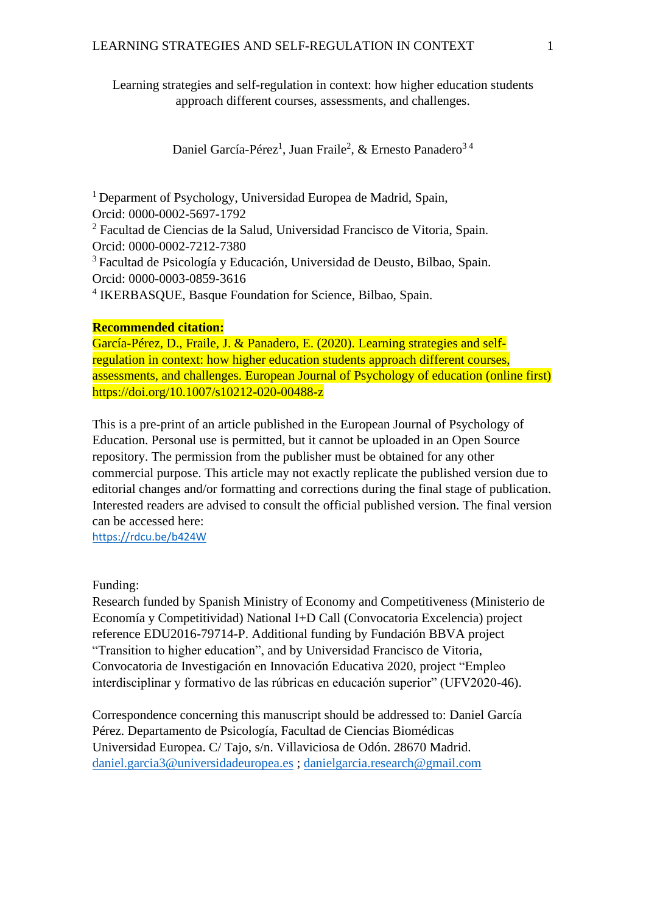Learning strategies and self-regulation in context: how higher education students approach different courses, assessments, and challenges.

Daniel García-Pérez[1], Juan Fraile[2], & Ernesto Panadero[3 4]

[1] Deparment of Psychology, Universidad Europea de Madrid, Spain,
Orcid: 0000-0002-5697-1792
[2] Facultad de Ciencias de la Salud, Universidad Francisco de Vitoria, Spain.
Orcid: 0000-0002-7212-7380
[3] Facultad de Psicología y Educación, Universidad de Deusto, Bilbao, Spain.
Orcid: 0000-0003-0859-3616
[4] IKERBASQUE, Basque Foundation for Science, Bilbao, Spain.

**Recommended citation:**
García-Pérez, D., Fraile, J. & Panadero, E. (2020). Learning strategies and self-regulation in context: how higher education students approach different courses, assessments, and challenges. European Journal of Psychology of education (online first) https://doi.org/10.1007/s10212-020-00488-z

This is a pre-print of an article published in the European Journal of Psychology of Education. Personal use is permitted, but it cannot be uploaded in an Open Source repository. The permission from the publisher must be obtained for any other commercial purpose. This article may not exactly replicate the published version due to editorial changes and/or formatting and corrections during the final stage of publication. Interested readers are advised to consult the official published version. The final version can be accessed here:
https://rdcu.be/b424W

Funding:
Research funded by Spanish Ministry of Economy and Competitiveness (Ministerio de Economía y Competitividad) National I+D Call (Convocatoria Excelencia) project reference EDU2016-79714-P. Additional funding by Fundación BBVA project "Transition to higher education", and by Universidad Francisco de Vitoria, Convocatoria de Investigación en Innovación Educativa 2020, project "Empleo interdisciplinar y formativo de las rúbricas en educación superior" (UFV2020-46).

Correspondence concerning this manuscript should be addressed to: Daniel García Pérez. Departamento de Psicología, Facultad de Ciencias Biomédicas Universidad Europea. C/ Tajo, s/n. Villaviciosa de Odón. 28670 Madrid. daniel.garcia3@universidadeuropea.es ; danielgarcia.research@gmail.com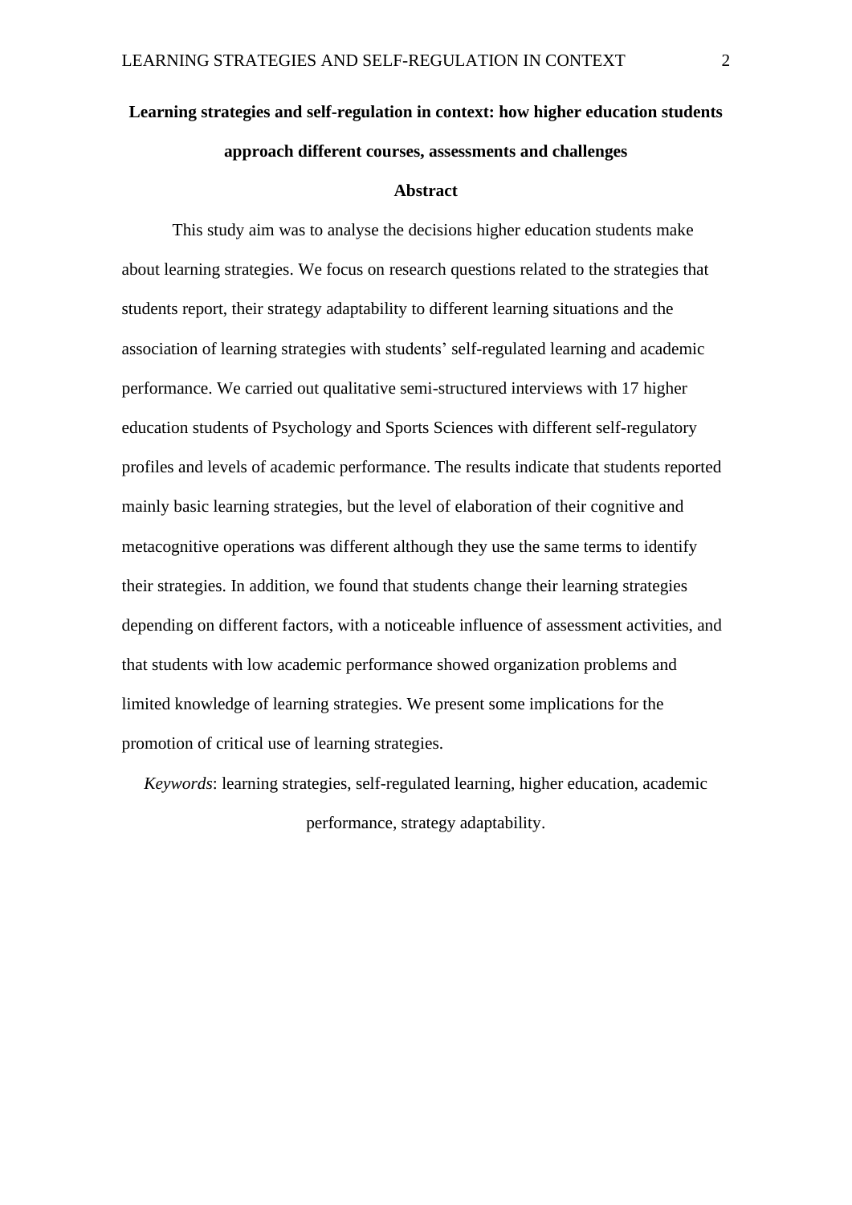**Learning strategies and self-regulation in context: how higher education students approach different courses, assessments and challenges**

**Abstract**

This study aim was to analyse the decisions higher education students make about learning strategies. We focus on research questions related to the strategies that students report, their strategy adaptability to different learning situations and the association of learning strategies with students' self-regulated learning and academic performance. We carried out qualitative semi-structured interviews with 17 higher education students of Psychology and Sports Sciences with different self-regulatory profiles and levels of academic performance. The results indicate that students reported mainly basic learning strategies, but the level of elaboration of their cognitive and metacognitive operations was different although they use the same terms to identify their strategies. In addition, we found that students change their learning strategies depending on different factors, with a noticeable influence of assessment activities, and that students with low academic performance showed organization problems and limited knowledge of learning strategies. We present some implications for the promotion of critical use of learning strategies.

*Keywords*: learning strategies, self-regulated learning, higher education, academic performance, strategy adaptability.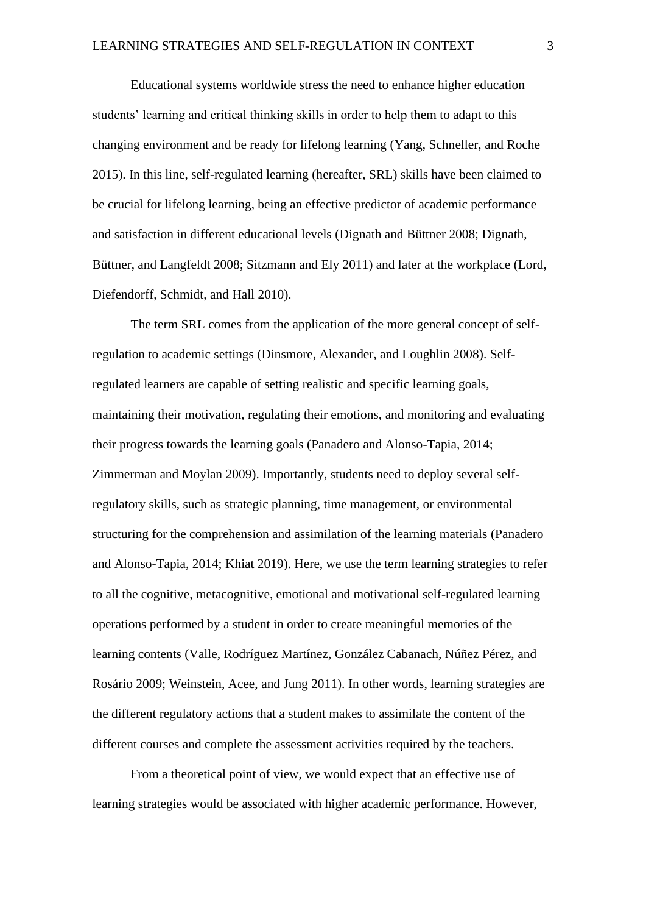Educational systems worldwide stress the need to enhance higher education students' learning and critical thinking skills in order to help them to adapt to this changing environment and be ready for lifelong learning (Yang, Schneller, and Roche 2015). In this line, self-regulated learning (hereafter, SRL) skills have been claimed to be crucial for lifelong learning, being an effective predictor of academic performance and satisfaction in different educational levels (Dignath and Büttner 2008; Dignath, Büttner, and Langfeldt 2008; Sitzmann and Ely 2011) and later at the workplace (Lord, Diefendorff, Schmidt, and Hall 2010).

The term SRL comes from the application of the more general concept of self-regulation to academic settings (Dinsmore, Alexander, and Loughlin 2008). Self-regulated learners are capable of setting realistic and specific learning goals, maintaining their motivation, regulating their emotions, and monitoring and evaluating their progress towards the learning goals (Panadero and Alonso-Tapia, 2014; Zimmerman and Moylan 2009). Importantly, students need to deploy several self-regulatory skills, such as strategic planning, time management, or environmental structuring for the comprehension and assimilation of the learning materials (Panadero and Alonso-Tapia, 2014; Khiat 2019). Here, we use the term learning strategies to refer to all the cognitive, metacognitive, emotional and motivational self-regulated learning operations performed by a student in order to create meaningful memories of the learning contents (Valle, Rodríguez Martínez, González Cabanach, Núñez Pérez, and Rosário 2009; Weinstein, Acee, and Jung 2011). In other words, learning strategies are the different regulatory actions that a student makes to assimilate the content of the different courses and complete the assessment activities required by the teachers.

From a theoretical point of view, we would expect that an effective use of learning strategies would be associated with higher academic performance. However,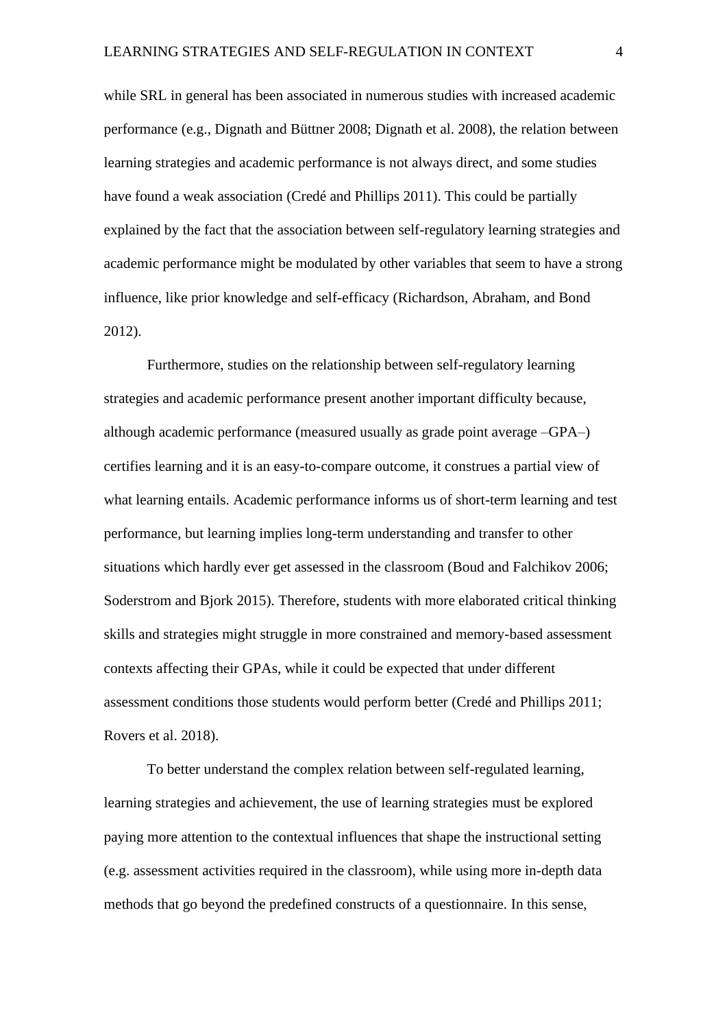while SRL in general has been associated in numerous studies with increased academic performance (e.g., Dignath and Büttner 2008; Dignath et al. 2008), the relation between learning strategies and academic performance is not always direct, and some studies have found a weak association (Credé and Phillips 2011). This could be partially explained by the fact that the association between self-regulatory learning strategies and academic performance might be modulated by other variables that seem to have a strong influence, like prior knowledge and self-efficacy (Richardson, Abraham, and Bond 2012).

Furthermore, studies on the relationship between self-regulatory learning strategies and academic performance present another important difficulty because, although academic performance (measured usually as grade point average –GPA–) certifies learning and it is an easy-to-compare outcome, it construes a partial view of what learning entails. Academic performance informs us of short-term learning and test performance, but learning implies long-term understanding and transfer to other situations which hardly ever get assessed in the classroom (Boud and Falchikov 2006; Soderstrom and Bjork 2015). Therefore, students with more elaborated critical thinking skills and strategies might struggle in more constrained and memory-based assessment contexts affecting their GPAs, while it could be expected that under different assessment conditions those students would perform better (Credé and Phillips 2011; Rovers et al. 2018).

To better understand the complex relation between self-regulated learning, learning strategies and achievement, the use of learning strategies must be explored paying more attention to the contextual influences that shape the instructional setting (e.g. assessment activities required in the classroom), while using more in-depth data methods that go beyond the predefined constructs of a questionnaire. In this sense,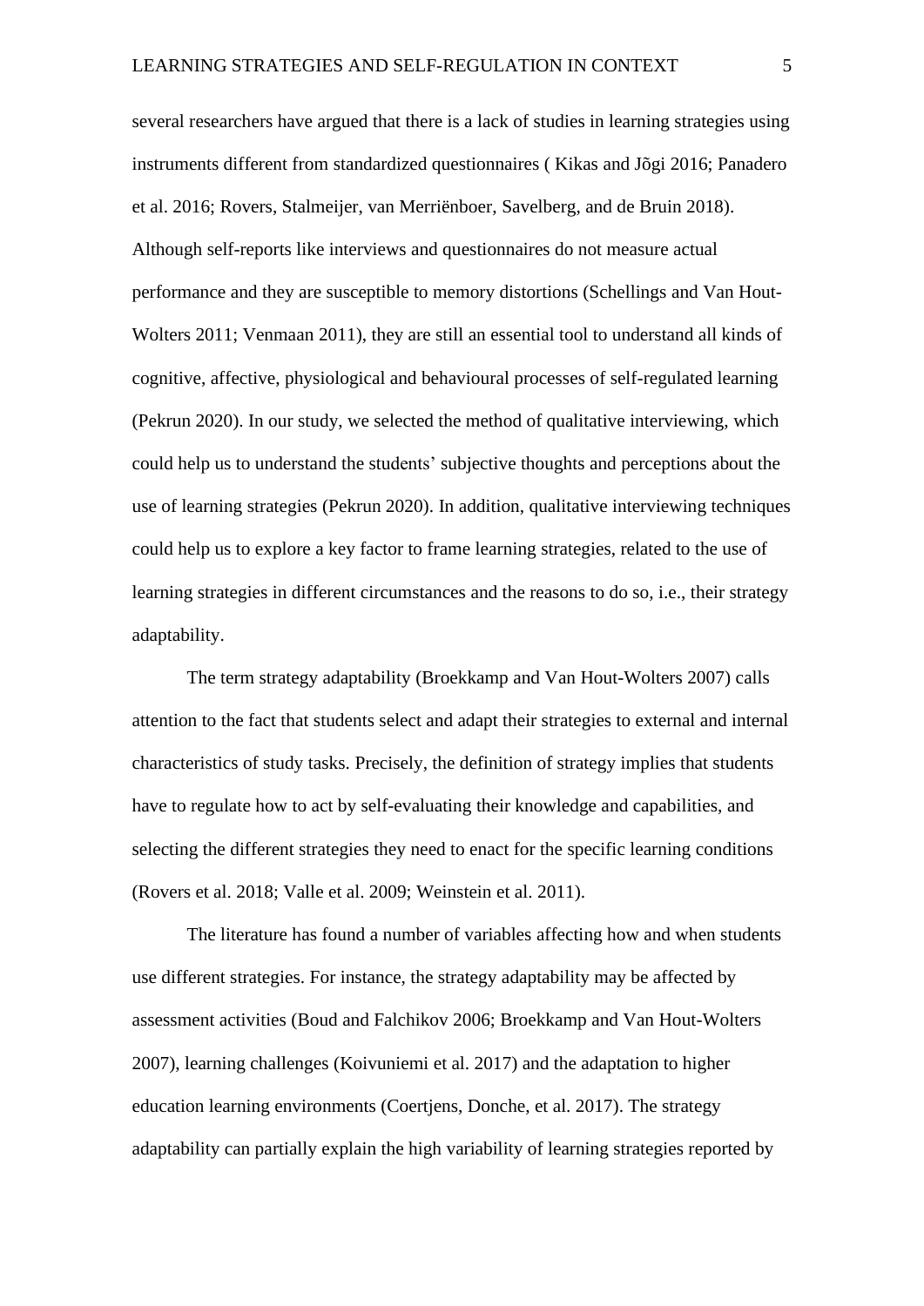several researchers have argued that there is a lack of studies in learning strategies using instruments different from standardized questionnaires ( Kikas and Jõgi 2016; Panadero et al. 2016; Rovers, Stalmeijer, van Merriënboer, Savelberg, and de Bruin 2018). Although self-reports like interviews and questionnaires do not measure actual performance and they are susceptible to memory distortions (Schellings and Van Hout-Wolters 2011; Venmaan 2011), they are still an essential tool to understand all kinds of cognitive, affective, physiological and behavioural processes of self-regulated learning (Pekrun 2020). In our study, we selected the method of qualitative interviewing, which could help us to understand the students' subjective thoughts and perceptions about the use of learning strategies (Pekrun 2020). In addition, qualitative interviewing techniques could help us to explore a key factor to frame learning strategies, related to the use of learning strategies in different circumstances and the reasons to do so, i.e., their strategy adaptability.

The term strategy adaptability (Broekkamp and Van Hout-Wolters 2007) calls attention to the fact that students select and adapt their strategies to external and internal characteristics of study tasks. Precisely, the definition of strategy implies that students have to regulate how to act by self-evaluating their knowledge and capabilities, and selecting the different strategies they need to enact for the specific learning conditions (Rovers et al. 2018; Valle et al. 2009; Weinstein et al. 2011).

The literature has found a number of variables affecting how and when students use different strategies. For instance, the strategy adaptability may be affected by assessment activities (Boud and Falchikov 2006; Broekkamp and Van Hout-Wolters 2007), learning challenges (Koivuniemi et al. 2017) and the adaptation to higher education learning environments (Coertjens, Donche, et al. 2017). The strategy adaptability can partially explain the high variability of learning strategies reported by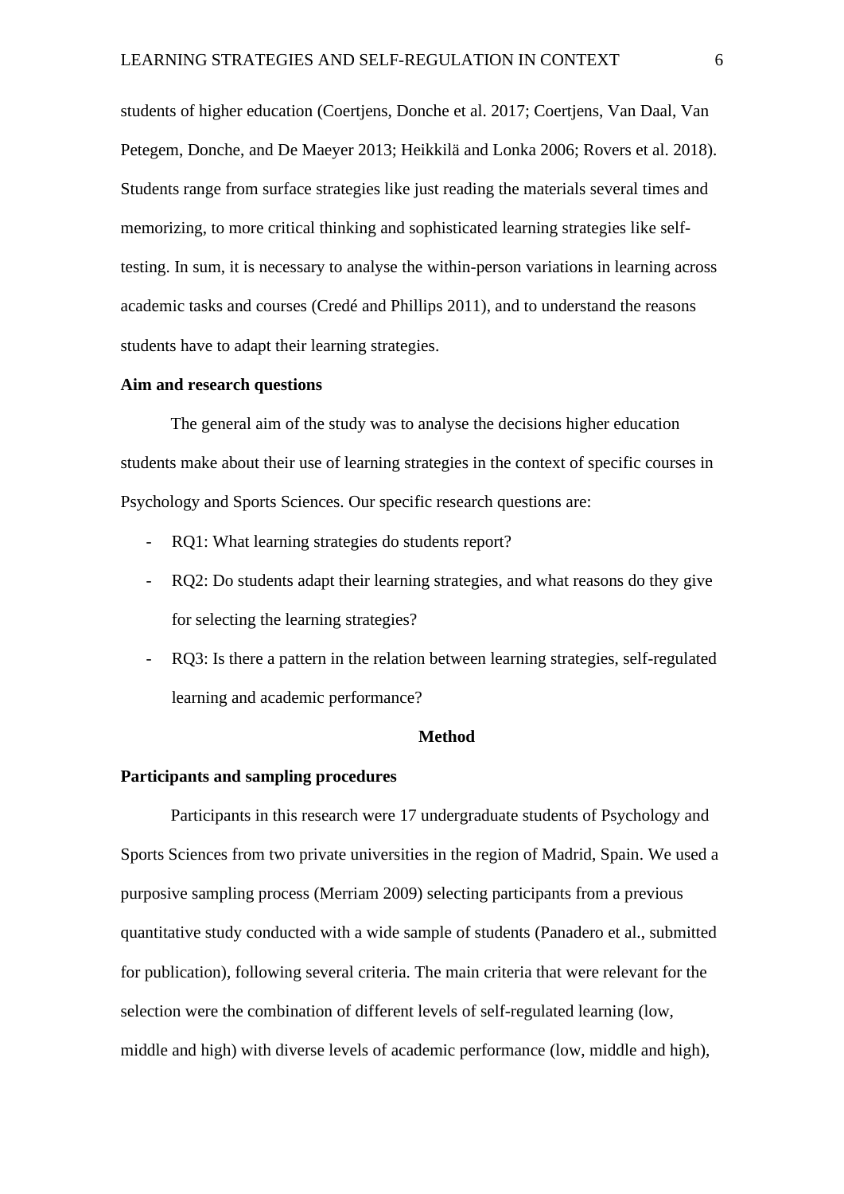students of higher education (Coertjens, Donche et al. 2017; Coertjens, Van Daal, Van Petegem, Donche, and De Maeyer 2013; Heikkilä and Lonka 2006; Rovers et al. 2018). Students range from surface strategies like just reading the materials several times and memorizing, to more critical thinking and sophisticated learning strategies like self-testing. In sum, it is necessary to analyse the within-person variations in learning across academic tasks and courses (Credé and Phillips 2011), and to understand the reasons students have to adapt their learning strategies.

### Aim and research questions

The general aim of the study was to analyse the decisions higher education students make about their use of learning strategies in the context of specific courses in Psychology and Sports Sciences. Our specific research questions are:

- RQ1: What learning strategies do students report?
- RQ2: Do students adapt their learning strategies, and what reasons do they give for selecting the learning strategies?
- RQ3: Is there a pattern in the relation between learning strategies, self-regulated learning and academic performance?

## Method

### Participants and sampling procedures

Participants in this research were 17 undergraduate students of Psychology and Sports Sciences from two private universities in the region of Madrid, Spain. We used a purposive sampling process (Merriam 2009) selecting participants from a previous quantitative study conducted with a wide sample of students (Panadero et al., submitted for publication), following several criteria. The main criteria that were relevant for the selection were the combination of different levels of self-regulated learning (low, middle and high) with diverse levels of academic performance (low, middle and high),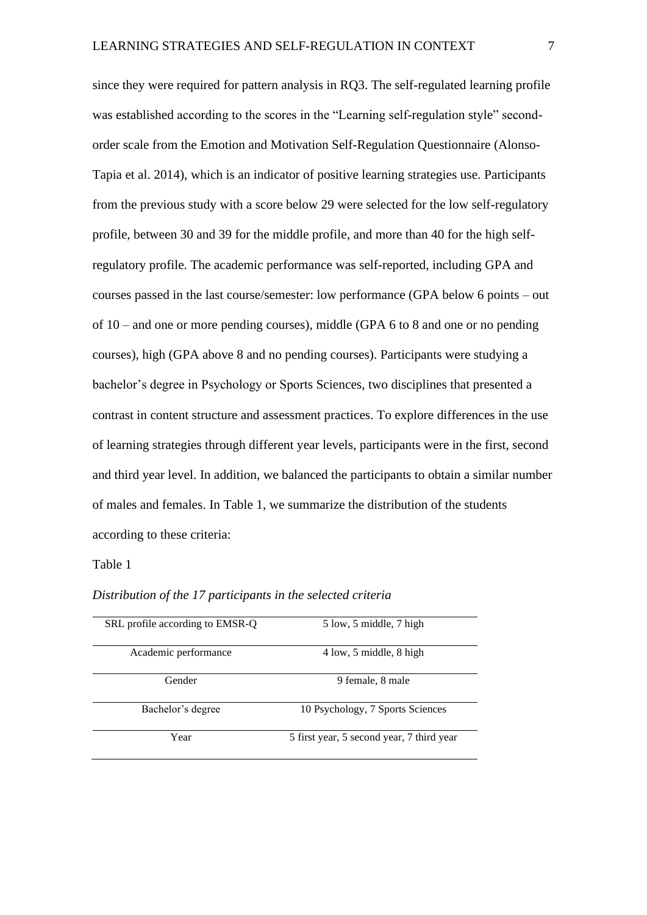since they were required for pattern analysis in RQ3. The self-regulated learning profile was established according to the scores in the "Learning self-regulation style" second-order scale from the Emotion and Motivation Self-Regulation Questionnaire (Alonso-Tapia et al. 2014), which is an indicator of positive learning strategies use. Participants from the previous study with a score below 29 were selected for the low self-regulatory profile, between 30 and 39 for the middle profile, and more than 40 for the high self-regulatory profile. The academic performance was self-reported, including GPA and courses passed in the last course/semester: low performance (GPA below 6 points – out of 10 – and one or more pending courses), middle (GPA 6 to 8 and one or no pending courses), high (GPA above 8 and no pending courses). Participants were studying a bachelor's degree in Psychology or Sports Sciences, two disciplines that presented a contrast in content structure and assessment practices. To explore differences in the use of learning strategies through different year levels, participants were in the first, second and third year level. In addition, we balanced the participants to obtain a similar number of males and females. In Table 1, we summarize the distribution of the students according to these criteria:

Table 1

*Distribution of the 17 participants in the selected criteria*

| Criterion | Distribution |
|---|---|
| SRL profile according to EMSR-Q | 5 low, 5 middle, 7 high |
| Academic performance | 4 low, 5 middle, 8 high |
| Gender | 9 female, 8 male |
| Bachelor's degree | 10 Psychology, 7 Sports Sciences |
| Year | 5 first year, 5 second year, 7 third year |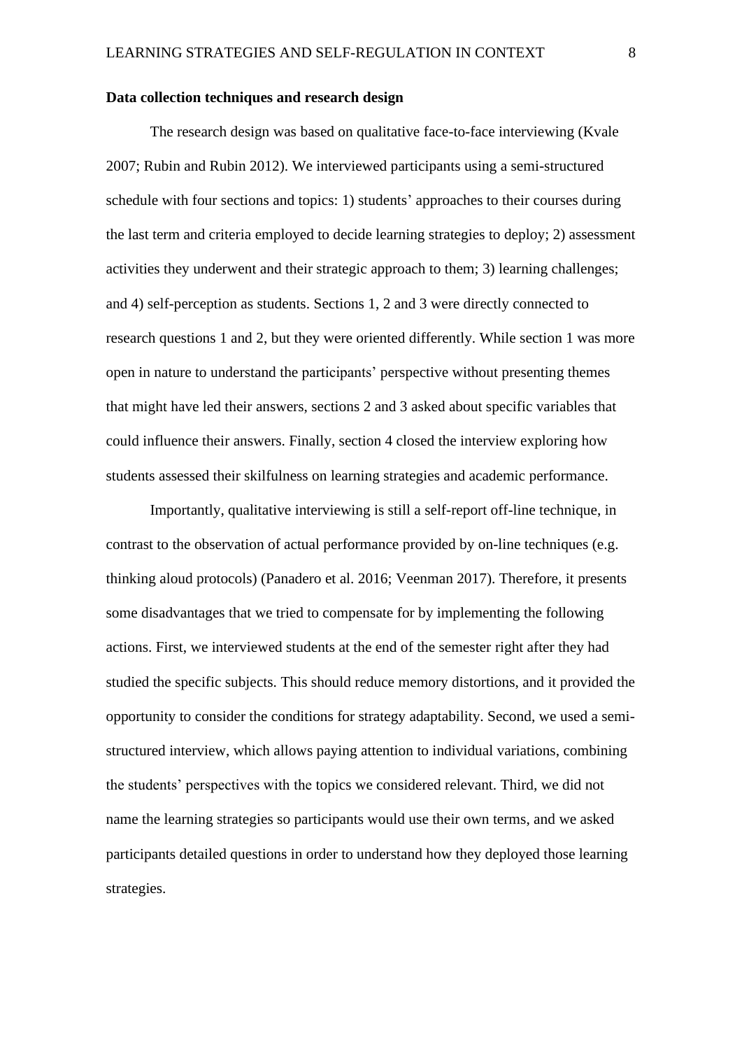**Data collection techniques and research design**

The research design was based on qualitative face-to-face interviewing (Kvale 2007; Rubin and Rubin 2012). We interviewed participants using a semi-structured schedule with four sections and topics: 1) students' approaches to their courses during the last term and criteria employed to decide learning strategies to deploy; 2) assessment activities they underwent and their strategic approach to them; 3) learning challenges; and 4) self-perception as students. Sections 1, 2 and 3 were directly connected to research questions 1 and 2, but they were oriented differently. While section 1 was more open in nature to understand the participants' perspective without presenting themes that might have led their answers, sections 2 and 3 asked about specific variables that could influence their answers. Finally, section 4 closed the interview exploring how students assessed their skilfulness on learning strategies and academic performance.

Importantly, qualitative interviewing is still a self-report off-line technique, in contrast to the observation of actual performance provided by on-line techniques (e.g. thinking aloud protocols) (Panadero et al. 2016; Veenman 2017). Therefore, it presents some disadvantages that we tried to compensate for by implementing the following actions. First, we interviewed students at the end of the semester right after they had studied the specific subjects. This should reduce memory distortions, and it provided the opportunity to consider the conditions for strategy adaptability. Second, we used a semi-structured interview, which allows paying attention to individual variations, combining the students' perspectives with the topics we considered relevant. Third, we did not name the learning strategies so participants would use their own terms, and we asked participants detailed questions in order to understand how they deployed those learning strategies.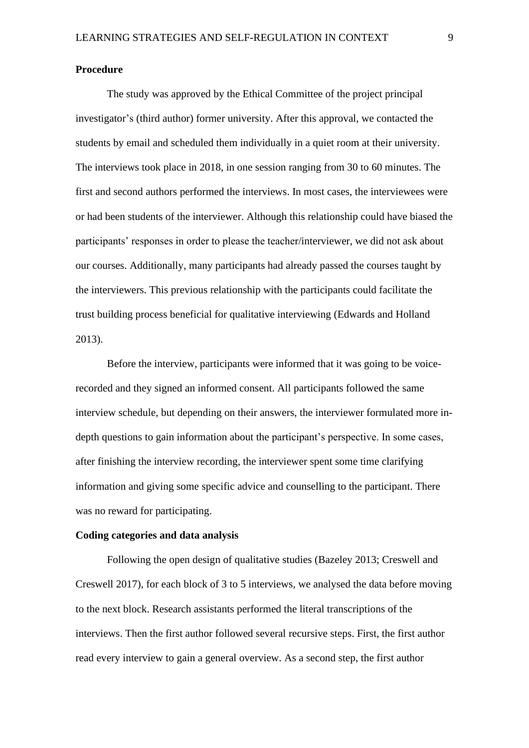**Procedure**

The study was approved by the Ethical Committee of the project principal investigator's (third author) former university. After this approval, we contacted the students by email and scheduled them individually in a quiet room at their university. The interviews took place in 2018, in one session ranging from 30 to 60 minutes. The first and second authors performed the interviews. In most cases, the interviewees were or had been students of the interviewer. Although this relationship could have biased the participants' responses in order to please the teacher/interviewer, we did not ask about our courses. Additionally, many participants had already passed the courses taught by the interviewers. This previous relationship with the participants could facilitate the trust building process beneficial for qualitative interviewing (Edwards and Holland 2013).

Before the interview, participants were informed that it was going to be voice-recorded and they signed an informed consent. All participants followed the same interview schedule, but depending on their answers, the interviewer formulated more in-depth questions to gain information about the participant's perspective. In some cases, after finishing the interview recording, the interviewer spent some time clarifying information and giving some specific advice and counselling to the participant. There was no reward for participating.

**Coding categories and data analysis**

Following the open design of qualitative studies (Bazeley 2013; Creswell and Creswell 2017), for each block of 3 to 5 interviews, we analysed the data before moving to the next block. Research assistants performed the literal transcriptions of the interviews. Then the first author followed several recursive steps. First, the first author read every interview to gain a general overview. As a second step, the first author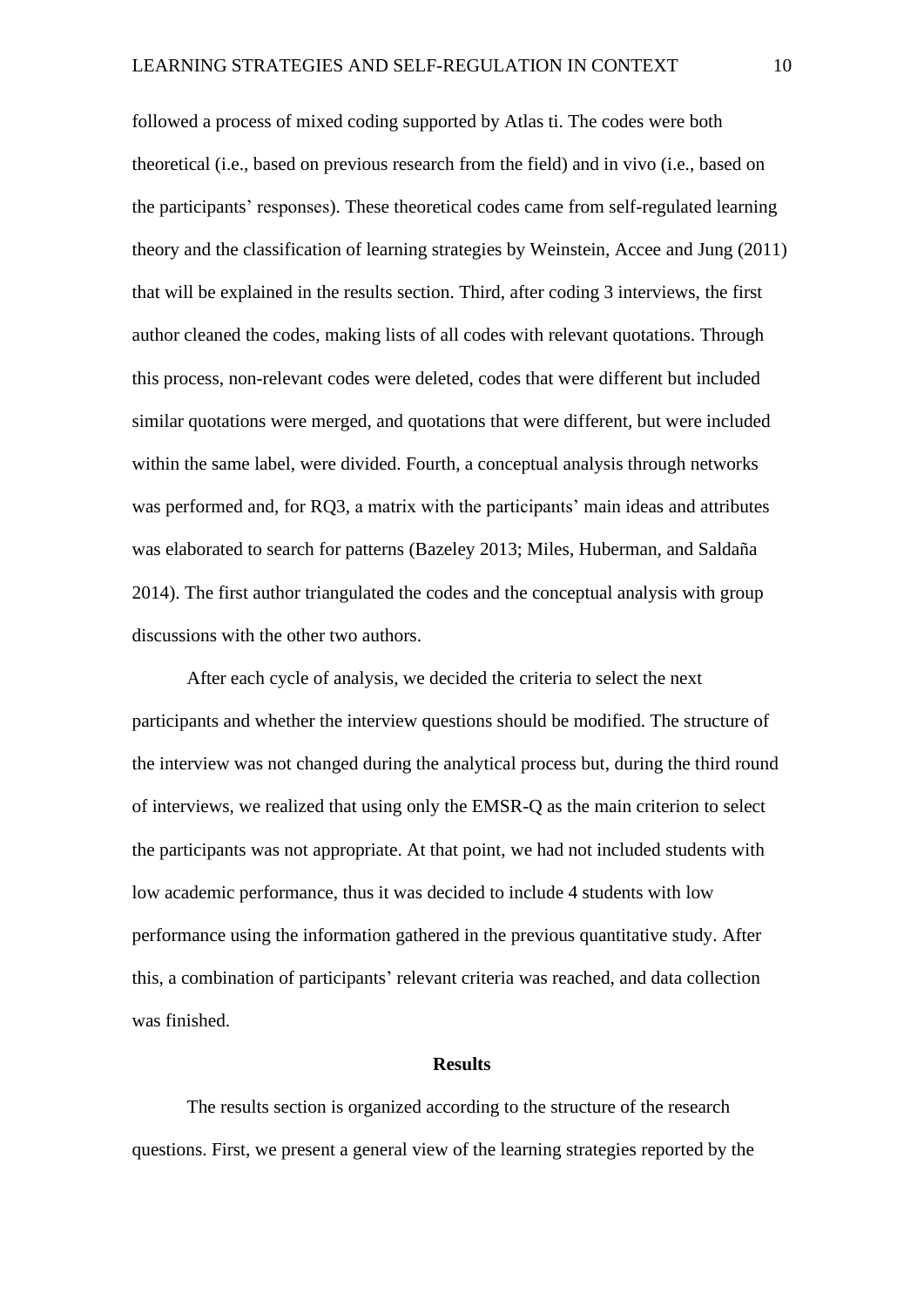followed a process of mixed coding supported by Atlas ti. The codes were both theoretical (i.e., based on previous research from the field) and in vivo (i.e., based on the participants' responses). These theoretical codes came from self-regulated learning theory and the classification of learning strategies by Weinstein, Accee and Jung (2011) that will be explained in the results section. Third, after coding 3 interviews, the first author cleaned the codes, making lists of all codes with relevant quotations. Through this process, non-relevant codes were deleted, codes that were different but included similar quotations were merged, and quotations that were different, but were included within the same label, were divided. Fourth, a conceptual analysis through networks was performed and, for RQ3, a matrix with the participants' main ideas and attributes was elaborated to search for patterns (Bazeley 2013; Miles, Huberman, and Saldaña 2014). The first author triangulated the codes and the conceptual analysis with group discussions with the other two authors.

After each cycle of analysis, we decided the criteria to select the next participants and whether the interview questions should be modified. The structure of the interview was not changed during the analytical process but, during the third round of interviews, we realized that using only the EMSR-Q as the main criterion to select the participants was not appropriate. At that point, we had not included students with low academic performance, thus it was decided to include 4 students with low performance using the information gathered in the previous quantitative study. After this, a combination of participants' relevant criteria was reached, and data collection was finished.

## Results

The results section is organized according to the structure of the research questions. First, we present a general view of the learning strategies reported by the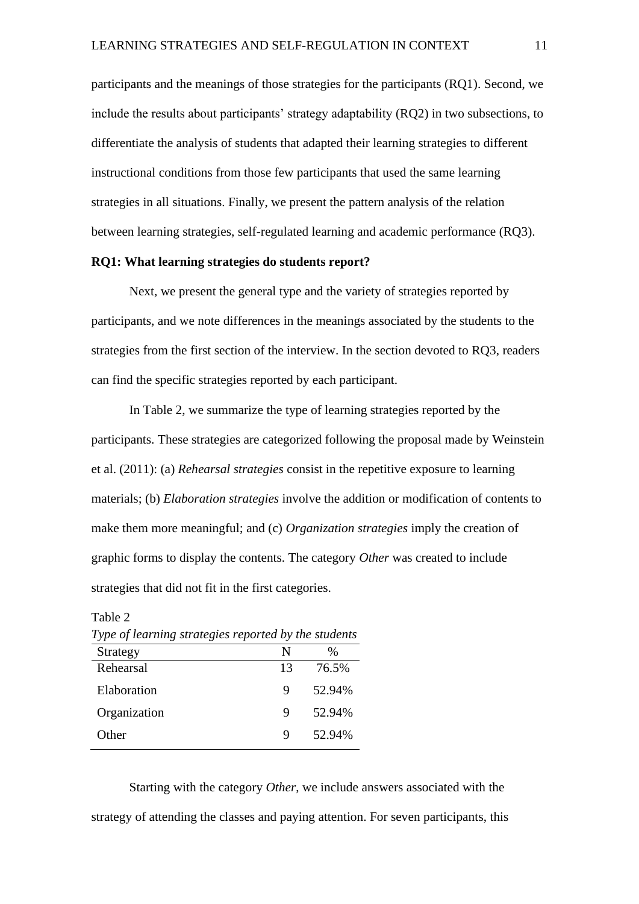participants and the meanings of those strategies for the participants (RQ1). Second, we include the results about participants' strategy adaptability (RQ2) in two subsections, to differentiate the analysis of students that adapted their learning strategies to different instructional conditions from those few participants that used the same learning strategies in all situations. Finally, we present the pattern analysis of the relation between learning strategies, self-regulated learning and academic performance (RQ3).

**RQ1: What learning strategies do students report?**

Next, we present the general type and the variety of strategies reported by participants, and we note differences in the meanings associated by the students to the strategies from the first section of the interview. In the section devoted to RQ3, readers can find the specific strategies reported by each participant.

In Table 2, we summarize the type of learning strategies reported by the participants. These strategies are categorized following the proposal made by Weinstein et al. (2011): (a) *Rehearsal strategies* consist in the repetitive exposure to learning materials; (b) *Elaboration strategies* involve the addition or modification of contents to make them more meaningful; and (c) *Organization strategies* imply the creation of graphic forms to display the contents. The category *Other* was created to include strategies that did not fit in the first categories.

Table 2

*Type of learning strategies reported by the students*

| Strategy | N | % |
|---|---|---|
| Rehearsal | 13 | 76.5% |
| Elaboration | 9 | 52.94% |
| Organization | 9 | 52.94% |
| Other | 9 | 52.94% |

Starting with the category *Other*, we include answers associated with the strategy of attending the classes and paying attention. For seven participants, this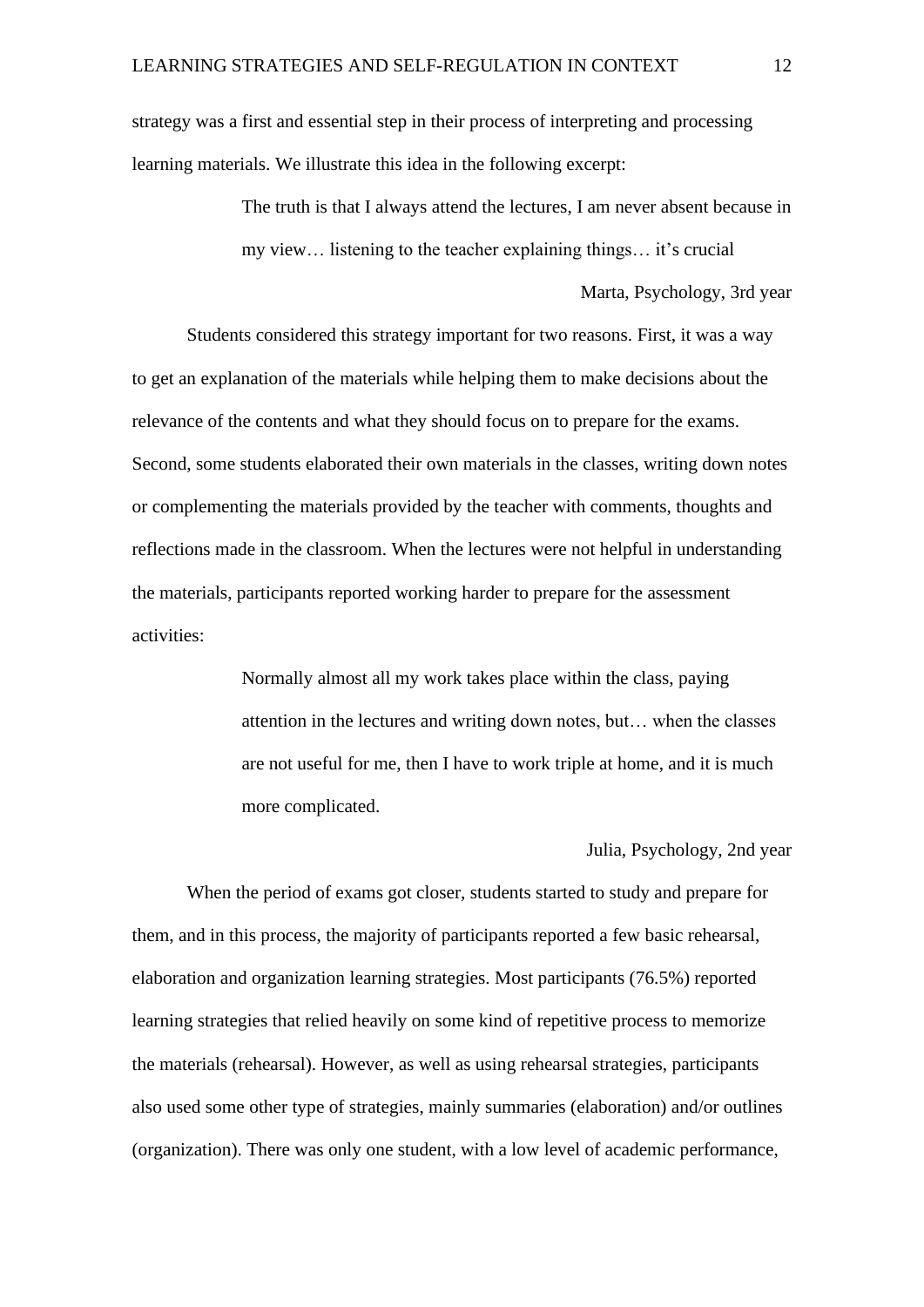strategy was a first and essential step in their process of interpreting and processing learning materials. We illustrate this idea in the following excerpt:

> The truth is that I always attend the lectures, I am never absent because in my view… listening to the teacher explaining things… it's crucial
>
> Marta, Psychology, 3rd year

Students considered this strategy important for two reasons. First, it was a way to get an explanation of the materials while helping them to make decisions about the relevance of the contents and what they should focus on to prepare for the exams. Second, some students elaborated their own materials in the classes, writing down notes or complementing the materials provided by the teacher with comments, thoughts and reflections made in the classroom. When the lectures were not helpful in understanding the materials, participants reported working harder to prepare for the assessment activities:

> Normally almost all my work takes place within the class, paying attention in the lectures and writing down notes, but… when the classes are not useful for me, then I have to work triple at home, and it is much more complicated.
>
> Julia, Psychology, 2nd year

When the period of exams got closer, students started to study and prepare for them, and in this process, the majority of participants reported a few basic rehearsal, elaboration and organization learning strategies. Most participants (76.5%) reported learning strategies that relied heavily on some kind of repetitive process to memorize the materials (rehearsal). However, as well as using rehearsal strategies, participants also used some other type of strategies, mainly summaries (elaboration) and/or outlines (organization). There was only one student, with a low level of academic performance,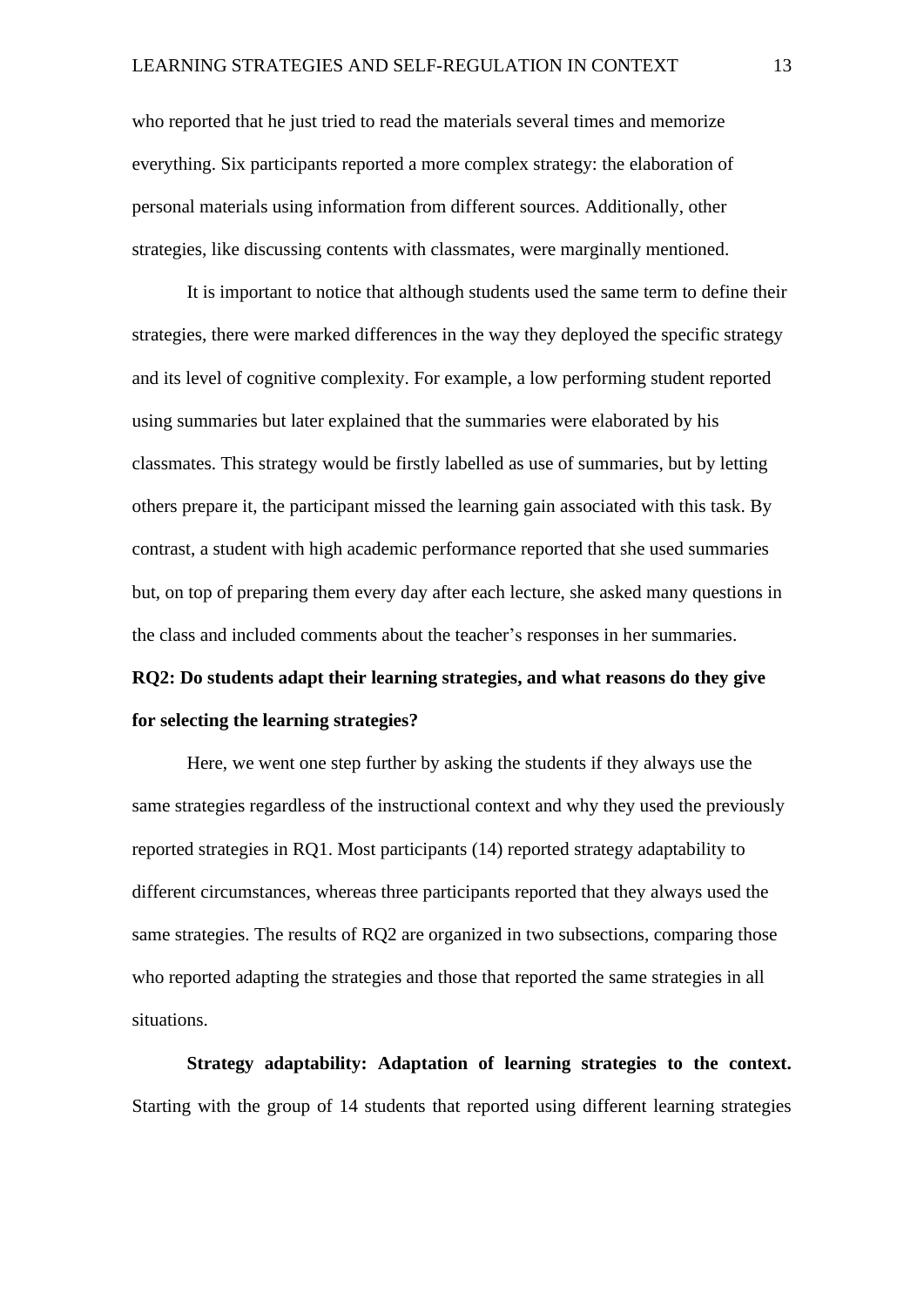who reported that he just tried to read the materials several times and memorize everything. Six participants reported a more complex strategy: the elaboration of personal materials using information from different sources. Additionally, other strategies, like discussing contents with classmates, were marginally mentioned.

It is important to notice that although students used the same term to define their strategies, there were marked differences in the way they deployed the specific strategy and its level of cognitive complexity. For example, a low performing student reported using summaries but later explained that the summaries were elaborated by his classmates. This strategy would be firstly labelled as use of summaries, but by letting others prepare it, the participant missed the learning gain associated with this task. By contrast, a student with high academic performance reported that she used summaries but, on top of preparing them every day after each lecture, she asked many questions in the class and included comments about the teacher's responses in her summaries.

## RQ2: Do students adapt their learning strategies, and what reasons do they give for selecting the learning strategies?

Here, we went one step further by asking the students if they always use the same strategies regardless of the instructional context and why they used the previously reported strategies in RQ1. Most participants (14) reported strategy adaptability to different circumstances, whereas three participants reported that they always used the same strategies. The results of RQ2 are organized in two subsections, comparing those who reported adapting the strategies and those that reported the same strategies in all situations.

**Strategy adaptability: Adaptation of learning strategies to the context.** Starting with the group of 14 students that reported using different learning strategies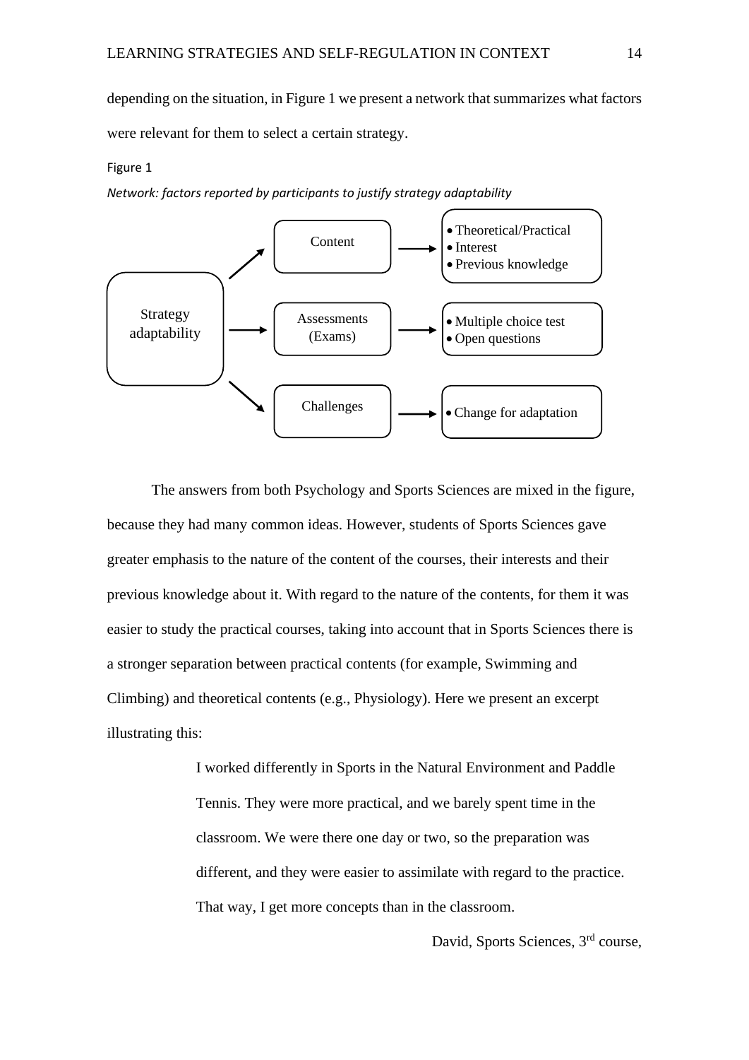depending on the situation, in Figure 1 we present a network that summarizes what factors were relevant for them to select a certain strategy.

Figure 1

*Network: factors reported by participants to justify strategy adaptability*

- Strategy adaptability
  - Content
    - Theoretical/Practical
    - Interest
    - Previous knowledge
  - Assessments (Exams)
    - Multiple choice test
    - Open questions
  - Challenges
    - Change for adaptation

The answers from both Psychology and Sports Sciences are mixed in the figure, because they had many common ideas. However, students of Sports Sciences gave greater emphasis to the nature of the content of the courses, their interests and their previous knowledge about it. With regard to the nature of the contents, for them it was easier to study the practical courses, taking into account that in Sports Sciences there is a stronger separation between practical contents (for example, Swimming and Climbing) and theoretical contents (e.g., Physiology). Here we present an excerpt illustrating this:

> I worked differently in Sports in the Natural Environment and Paddle Tennis. They were more practical, and we barely spent time in the classroom. We were there one day or two, so the preparation was different, and they were easier to assimilate with regard to the practice. That way, I get more concepts than in the classroom.
>
> David, Sports Sciences, 3rd course,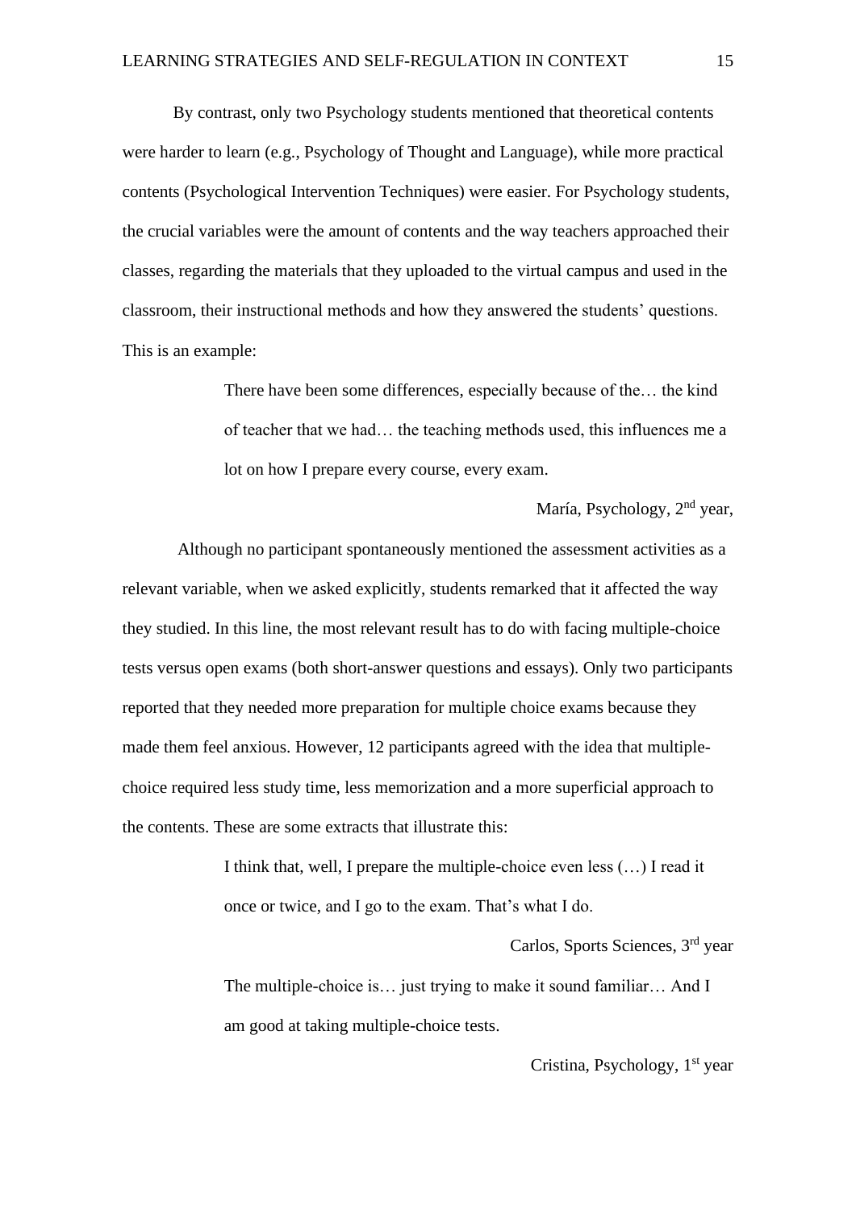By contrast, only two Psychology students mentioned that theoretical contents were harder to learn (e.g., Psychology of Thought and Language), while more practical contents (Psychological Intervention Techniques) were easier. For Psychology students, the crucial variables were the amount of contents and the way teachers approached their classes, regarding the materials that they uploaded to the virtual campus and used in the classroom, their instructional methods and how they answered the students' questions. This is an example:

> There have been some differences, especially because of the… the kind of teacher that we had… the teaching methods used, this influences me a lot on how I prepare every course, every exam.
>
> María, Psychology, 2nd year,

Although no participant spontaneously mentioned the assessment activities as a relevant variable, when we asked explicitly, students remarked that it affected the way they studied. In this line, the most relevant result has to do with facing multiple-choice tests versus open exams (both short-answer questions and essays). Only two participants reported that they needed more preparation for multiple choice exams because they made them feel anxious. However, 12 participants agreed with the idea that multiple-choice required less study time, less memorization and a more superficial approach to the contents. These are some extracts that illustrate this:

> I think that, well, I prepare the multiple-choice even less (…) I read it once or twice, and I go to the exam. That's what I do.
>
> Carlos, Sports Sciences, 3rd year

> The multiple-choice is… just trying to make it sound familiar… And I am good at taking multiple-choice tests.
>
> Cristina, Psychology, 1st year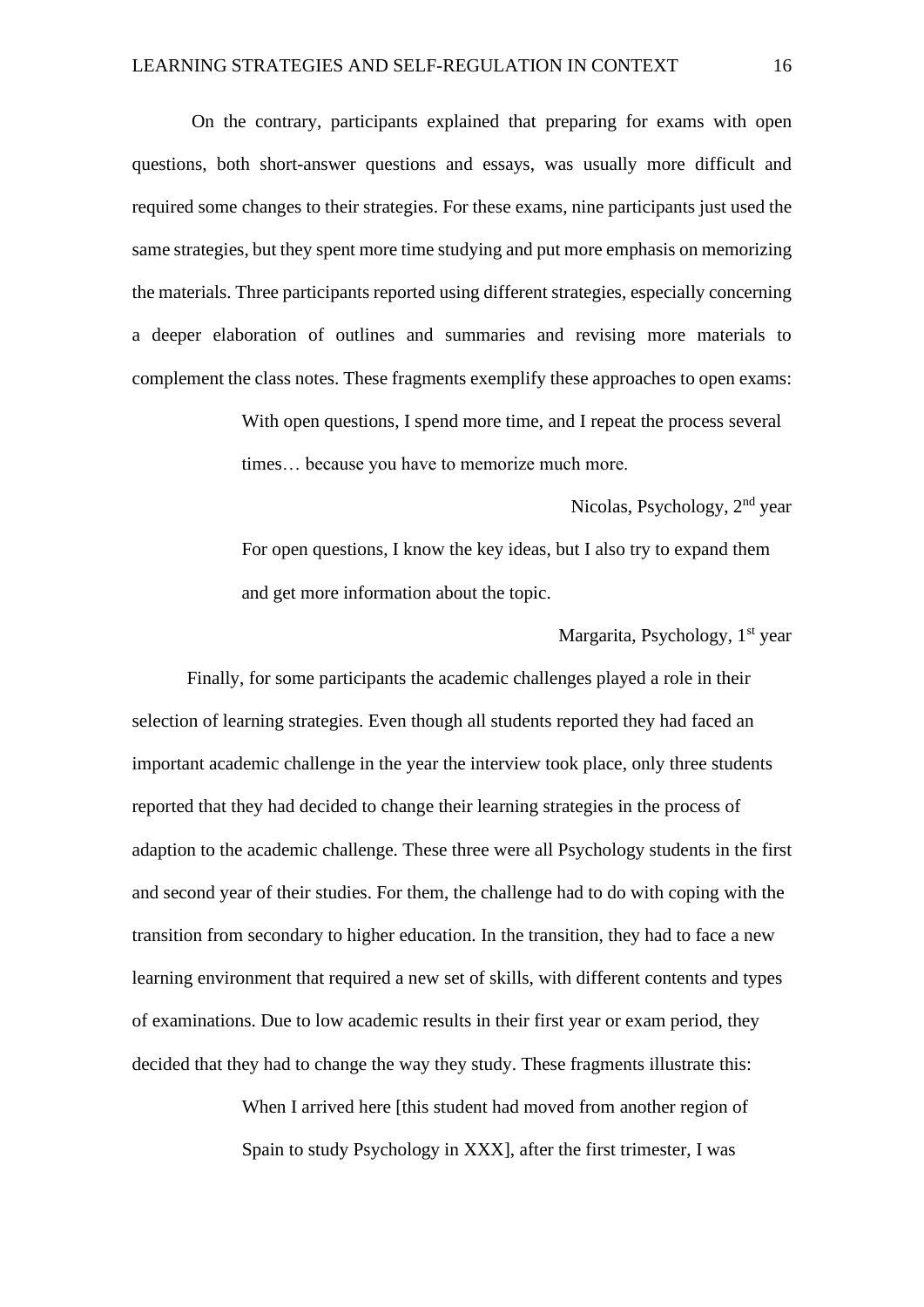On the contrary, participants explained that preparing for exams with open questions, both short-answer questions and essays, was usually more difficult and required some changes to their strategies. For these exams, nine participants just used the same strategies, but they spent more time studying and put more emphasis on memorizing the materials. Three participants reported using different strategies, especially concerning a deeper elaboration of outlines and summaries and revising more materials to complement the class notes. These fragments exemplify these approaches to open exams:

> With open questions, I spend more time, and I repeat the process several times… because you have to memorize much more.
>
> Nicolas, Psychology, 2nd year

> For open questions, I know the key ideas, but I also try to expand them and get more information about the topic.
>
> Margarita, Psychology, 1st year

Finally, for some participants the academic challenges played a role in their selection of learning strategies. Even though all students reported they had faced an important academic challenge in the year the interview took place, only three students reported that they had decided to change their learning strategies in the process of adaption to the academic challenge. These three were all Psychology students in the first and second year of their studies. For them, the challenge had to do with coping with the transition from secondary to higher education. In the transition, they had to face a new learning environment that required a new set of skills, with different contents and types of examinations. Due to low academic results in their first year or exam period, they decided that they had to change the way they study. These fragments illustrate this:

> When I arrived here [this student had moved from another region of Spain to study Psychology in XXX], after the first trimester, I was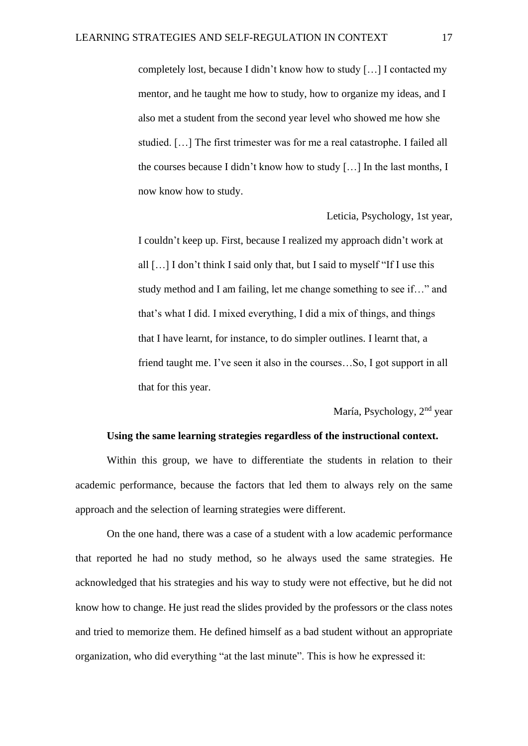> completely lost, because I didn't know how to study […] I contacted my mentor, and he taught me how to study, how to organize my ideas, and I also met a student from the second year level who showed me how she studied. […] The first trimester was for me a real catastrophe. I failed all the courses because I didn't know how to study […] In the last months, I now know how to study.
>
> Leticia, Psychology, 1st year,

> I couldn't keep up. First, because I realized my approach didn't work at all […] I don't think I said only that, but I said to myself "If I use this study method and I am failing, let me change something to see if…" and that's what I did. I mixed everything, I did a mix of things, and things that I have learnt, for instance, to do simpler outlines. I learnt that, a friend taught me. I've seen it also in the courses…So, I got support in all that for this year.
>
> María, Psychology, 2nd year

**Using the same learning strategies regardless of the instructional context.**

Within this group, we have to differentiate the students in relation to their academic performance, because the factors that led them to always rely on the same approach and the selection of learning strategies were different.

On the one hand, there was a case of a student with a low academic performance that reported he had no study method, so he always used the same strategies. He acknowledged that his strategies and his way to study were not effective, but he did not know how to change. He just read the slides provided by the professors or the class notes and tried to memorize them. He defined himself as a bad student without an appropriate organization, who did everything "at the last minute". This is how he expressed it: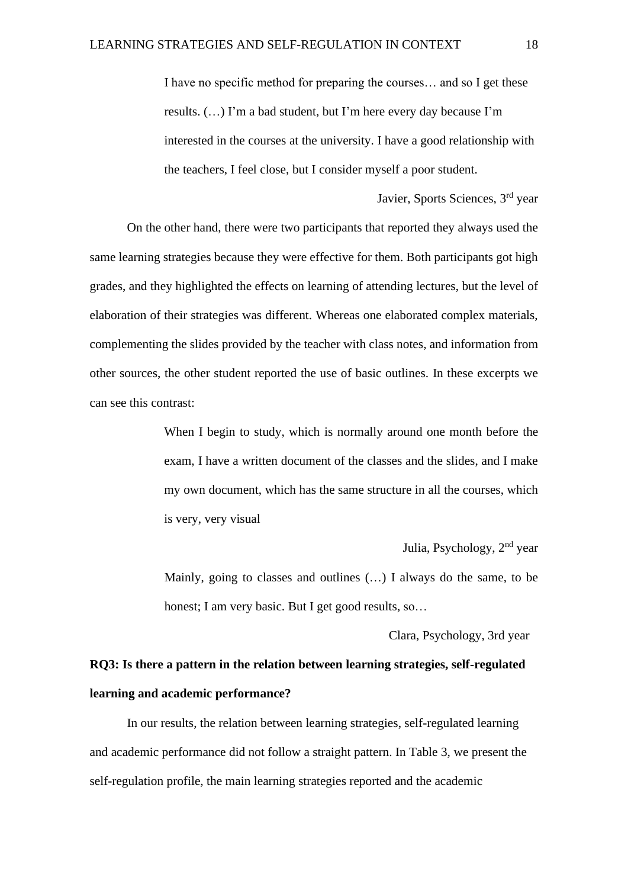> I have no specific method for preparing the courses… and so I get these results. (…) I'm a bad student, but I'm here every day because I'm interested in the courses at the university. I have a good relationship with the teachers, I feel close, but I consider myself a poor student.
>
> Javier, Sports Sciences, 3rd year

On the other hand, there were two participants that reported they always used the same learning strategies because they were effective for them. Both participants got high grades, and they highlighted the effects on learning of attending lectures, but the level of elaboration of their strategies was different. Whereas one elaborated complex materials, complementing the slides provided by the teacher with class notes, and information from other sources, the other student reported the use of basic outlines. In these excerpts we can see this contrast:

> When I begin to study, which is normally around one month before the exam, I have a written document of the classes and the slides, and I make my own document, which has the same structure in all the courses, which is very, very visual
>
> Julia, Psychology, 2nd year

> Mainly, going to classes and outlines (…) I always do the same, to be honest; I am very basic. But I get good results, so…
>
> Clara, Psychology, 3rd year

**RQ3: Is there a pattern in the relation between learning strategies, self-regulated learning and academic performance?**

In our results, the relation between learning strategies, self-regulated learning and academic performance did not follow a straight pattern. In Table 3, we present the self-regulation profile, the main learning strategies reported and the academic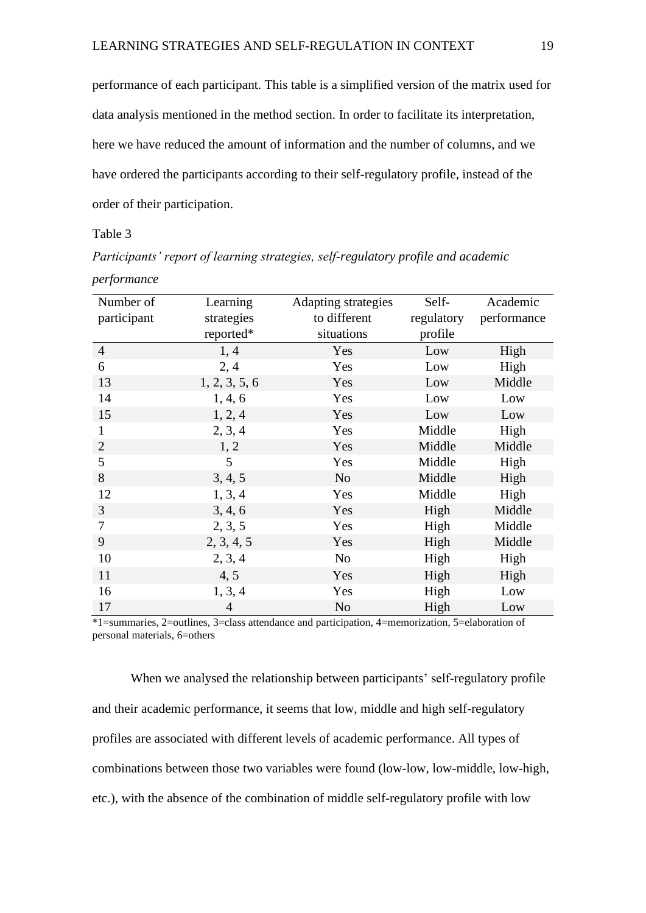performance of each participant. This table is a simplified version of the matrix used for data analysis mentioned in the method section. In order to facilitate its interpretation, here we have reduced the amount of information and the number of columns, and we have ordered the participants according to their self-regulatory profile, instead of the order of their participation.

Table 3

*Participants' report of learning strategies, self-regulatory profile and academic performance*

| Number of participant | Learning strategies reported* | Adapting strategies to different situations | Self-regulatory profile | Academic performance |
|---|---|---|---|---|
| 4 | 1, 4 | Yes | Low | High |
| 6 | 2, 4 | Yes | Low | High |
| 13 | 1, 2, 3, 5, 6 | Yes | Low | Middle |
| 14 | 1, 4, 6 | Yes | Low | Low |
| 15 | 1, 2, 4 | Yes | Low | Low |
| 1 | 2, 3, 4 | Yes | Middle | High |
| 2 | 1, 2 | Yes | Middle | Middle |
| 5 | 5 | Yes | Middle | High |
| 8 | 3, 4, 5 | No | Middle | High |
| 12 | 1, 3, 4 | Yes | Middle | High |
| 3 | 3, 4, 6 | Yes | High | Middle |
| 7 | 2, 3, 5 | Yes | High | Middle |
| 9 | 2, 3, 4, 5 | Yes | High | Middle |
| 10 | 2, 3, 4 | No | High | High |
| 11 | 4, 5 | Yes | High | High |
| 16 | 1, 3, 4 | Yes | High | Low |
| 17 | 4 | No | High | Low |

*1=summaries, 2=outlines, 3=class attendance and participation, 4=memorization, 5=elaboration of personal materials, 6=others

When we analysed the relationship between participants' self-regulatory profile and their academic performance, it seems that low, middle and high self-regulatory profiles are associated with different levels of academic performance. All types of combinations between those two variables were found (low-low, low-middle, low-high, etc.), with the absence of the combination of middle self-regulatory profile with low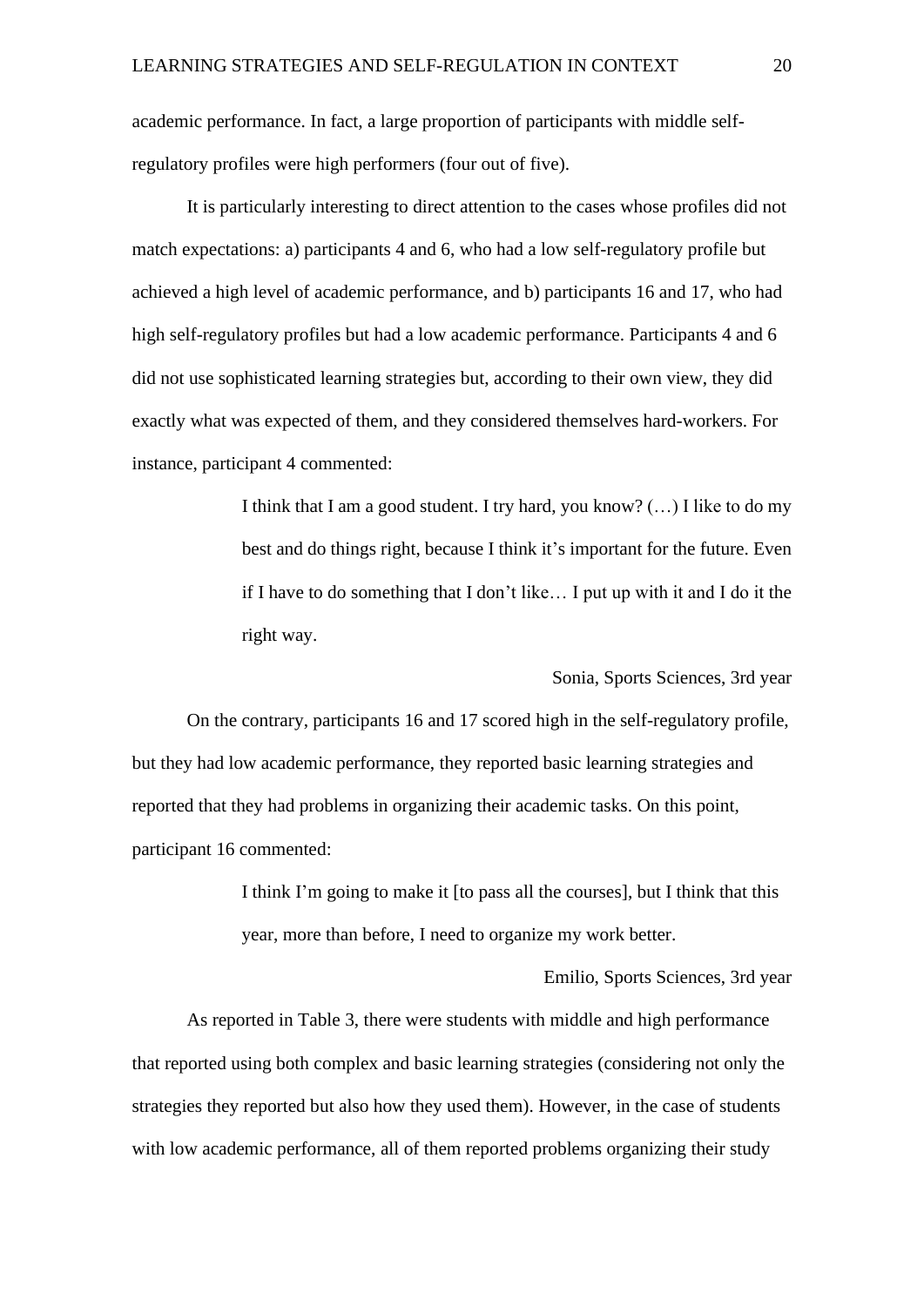academic performance. In fact, a large proportion of participants with middle self-regulatory profiles were high performers (four out of five).

It is particularly interesting to direct attention to the cases whose profiles did not match expectations: a) participants 4 and 6, who had a low self-regulatory profile but achieved a high level of academic performance, and b) participants 16 and 17, who had high self-regulatory profiles but had a low academic performance. Participants 4 and 6 did not use sophisticated learning strategies but, according to their own view, they did exactly what was expected of them, and they considered themselves hard-workers. For instance, participant 4 commented:

> I think that I am a good student. I try hard, you know? (…) I like to do my best and do things right, because I think it's important for the future. Even if I have to do something that I don't like… I put up with it and I do it the right way.
>
> Sonia, Sports Sciences, 3rd year

On the contrary, participants 16 and 17 scored high in the self-regulatory profile, but they had low academic performance, they reported basic learning strategies and reported that they had problems in organizing their academic tasks. On this point, participant 16 commented:

> I think I'm going to make it [to pass all the courses], but I think that this year, more than before, I need to organize my work better.
>
> Emilio, Sports Sciences, 3rd year

As reported in Table 3, there were students with middle and high performance that reported using both complex and basic learning strategies (considering not only the strategies they reported but also how they used them). However, in the case of students with low academic performance, all of them reported problems organizing their study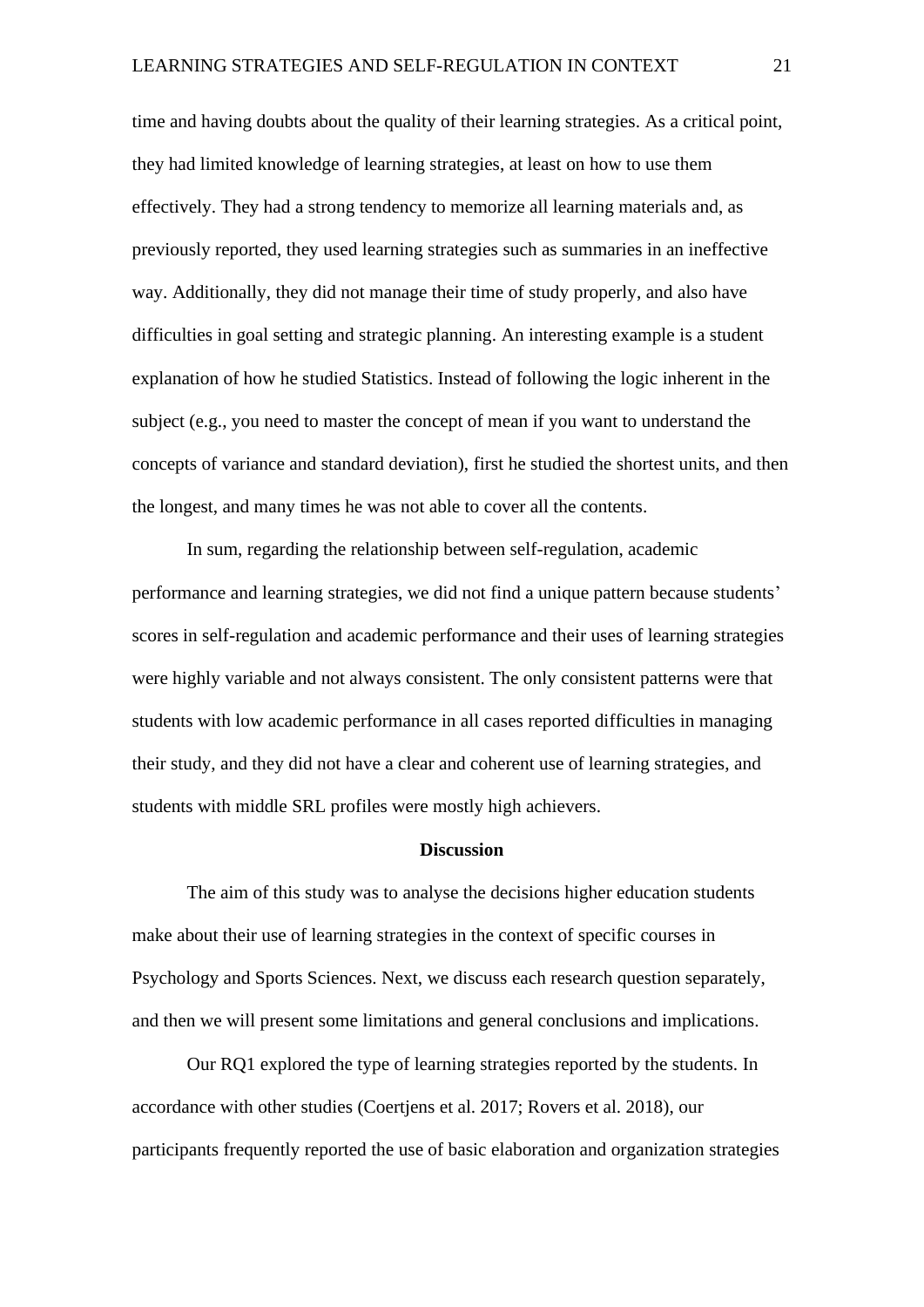time and having doubts about the quality of their learning strategies. As a critical point, they had limited knowledge of learning strategies, at least on how to use them effectively. They had a strong tendency to memorize all learning materials and, as previously reported, they used learning strategies such as summaries in an ineffective way. Additionally, they did not manage their time of study properly, and also have difficulties in goal setting and strategic planning. An interesting example is a student explanation of how he studied Statistics. Instead of following the logic inherent in the subject (e.g., you need to master the concept of mean if you want to understand the concepts of variance and standard deviation), first he studied the shortest units, and then the longest, and many times he was not able to cover all the contents.

In sum, regarding the relationship between self-regulation, academic performance and learning strategies, we did not find a unique pattern because students' scores in self-regulation and academic performance and their uses of learning strategies were highly variable and not always consistent. The only consistent patterns were that students with low academic performance in all cases reported difficulties in managing their study, and they did not have a clear and coherent use of learning strategies, and students with middle SRL profiles were mostly high achievers.

## Discussion

The aim of this study was to analyse the decisions higher education students make about their use of learning strategies in the context of specific courses in Psychology and Sports Sciences. Next, we discuss each research question separately, and then we will present some limitations and general conclusions and implications.

Our RQ1 explored the type of learning strategies reported by the students. In accordance with other studies (Coertjens et al. 2017; Rovers et al. 2018), our participants frequently reported the use of basic elaboration and organization strategies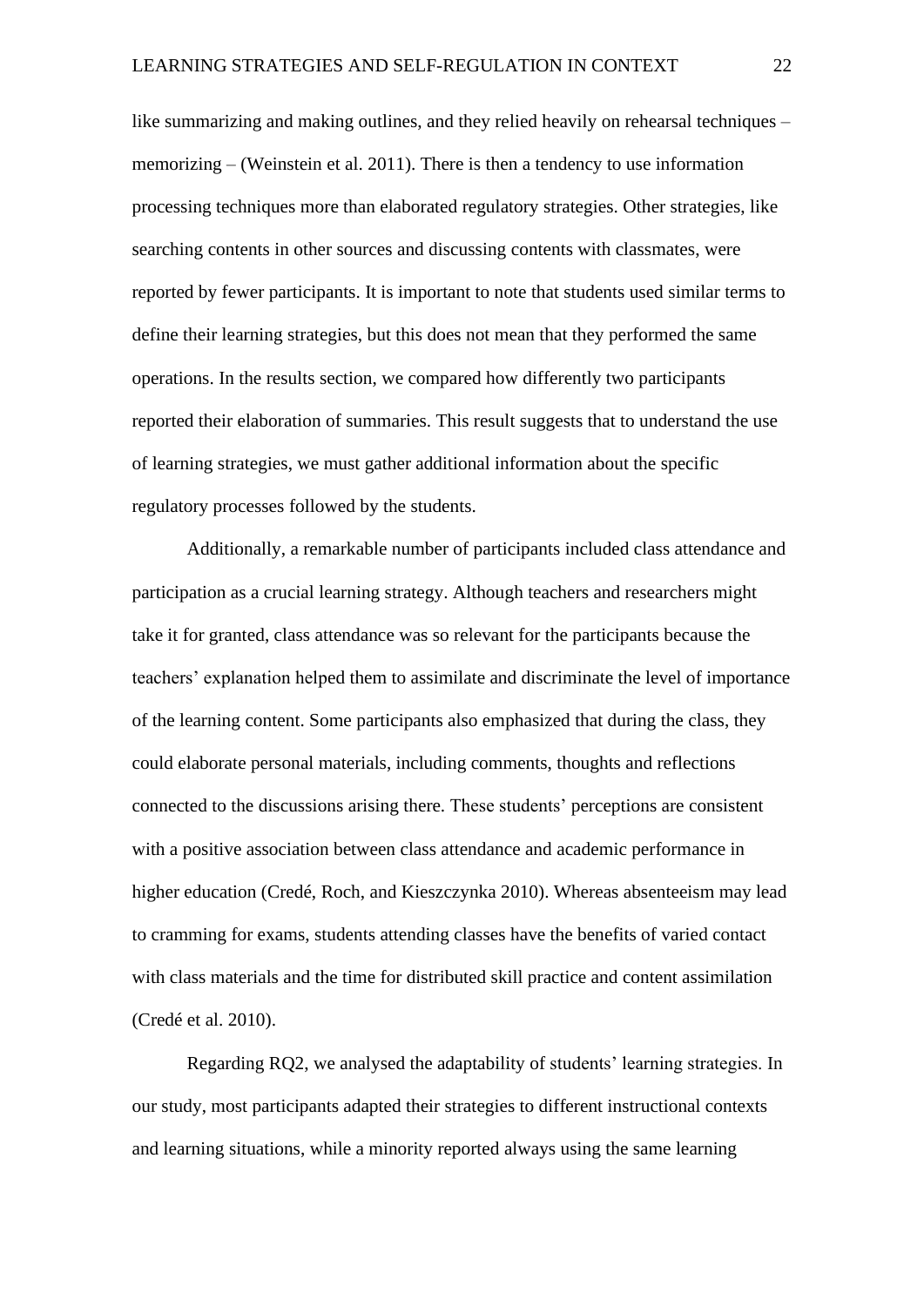like summarizing and making outlines, and they relied heavily on rehearsal techniques – memorizing – (Weinstein et al. 2011). There is then a tendency to use information processing techniques more than elaborated regulatory strategies. Other strategies, like searching contents in other sources and discussing contents with classmates, were reported by fewer participants. It is important to note that students used similar terms to define their learning strategies, but this does not mean that they performed the same operations. In the results section, we compared how differently two participants reported their elaboration of summaries. This result suggests that to understand the use of learning strategies, we must gather additional information about the specific regulatory processes followed by the students.

Additionally, a remarkable number of participants included class attendance and participation as a crucial learning strategy. Although teachers and researchers might take it for granted, class attendance was so relevant for the participants because the teachers' explanation helped them to assimilate and discriminate the level of importance of the learning content. Some participants also emphasized that during the class, they could elaborate personal materials, including comments, thoughts and reflections connected to the discussions arising there. These students' perceptions are consistent with a positive association between class attendance and academic performance in higher education (Credé, Roch, and Kieszczynka 2010). Whereas absenteeism may lead to cramming for exams, students attending classes have the benefits of varied contact with class materials and the time for distributed skill practice and content assimilation (Credé et al. 2010).

Regarding RQ2, we analysed the adaptability of students' learning strategies. In our study, most participants adapted their strategies to different instructional contexts and learning situations, while a minority reported always using the same learning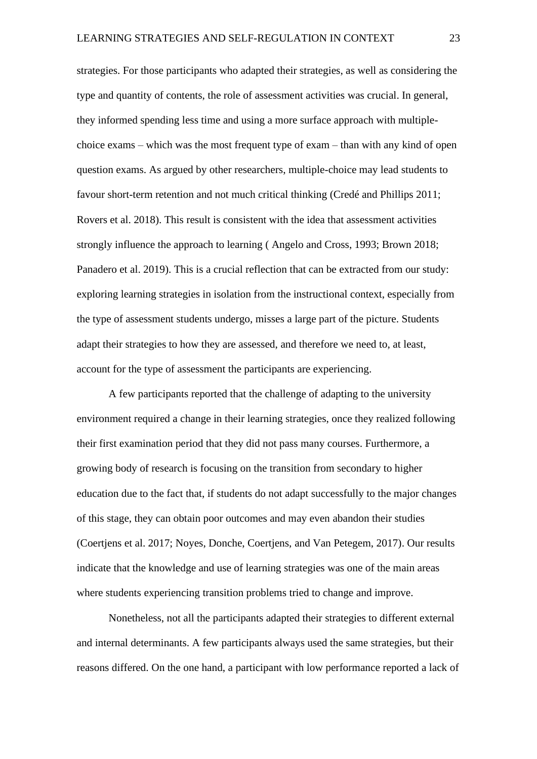strategies. For those participants who adapted their strategies, as well as considering the type and quantity of contents, the role of assessment activities was crucial. In general, they informed spending less time and using a more surface approach with multiple-choice exams – which was the most frequent type of exam – than with any kind of open question exams. As argued by other researchers, multiple-choice may lead students to favour short-term retention and not much critical thinking (Credé and Phillips 2011; Rovers et al. 2018). This result is consistent with the idea that assessment activities strongly influence the approach to learning ( Angelo and Cross, 1993; Brown 2018; Panadero et al. 2019). This is a crucial reflection that can be extracted from our study: exploring learning strategies in isolation from the instructional context, especially from the type of assessment students undergo, misses a large part of the picture. Students adapt their strategies to how they are assessed, and therefore we need to, at least, account for the type of assessment the participants are experiencing.

A few participants reported that the challenge of adapting to the university environment required a change in their learning strategies, once they realized following their first examination period that they did not pass many courses. Furthermore, a growing body of research is focusing on the transition from secondary to higher education due to the fact that, if students do not adapt successfully to the major changes of this stage, they can obtain poor outcomes and may even abandon their studies (Coertjens et al. 2017; Noyes, Donche, Coertjens, and Van Petegem, 2017). Our results indicate that the knowledge and use of learning strategies was one of the main areas where students experiencing transition problems tried to change and improve.

Nonetheless, not all the participants adapted their strategies to different external and internal determinants. A few participants always used the same strategies, but their reasons differed. On the one hand, a participant with low performance reported a lack of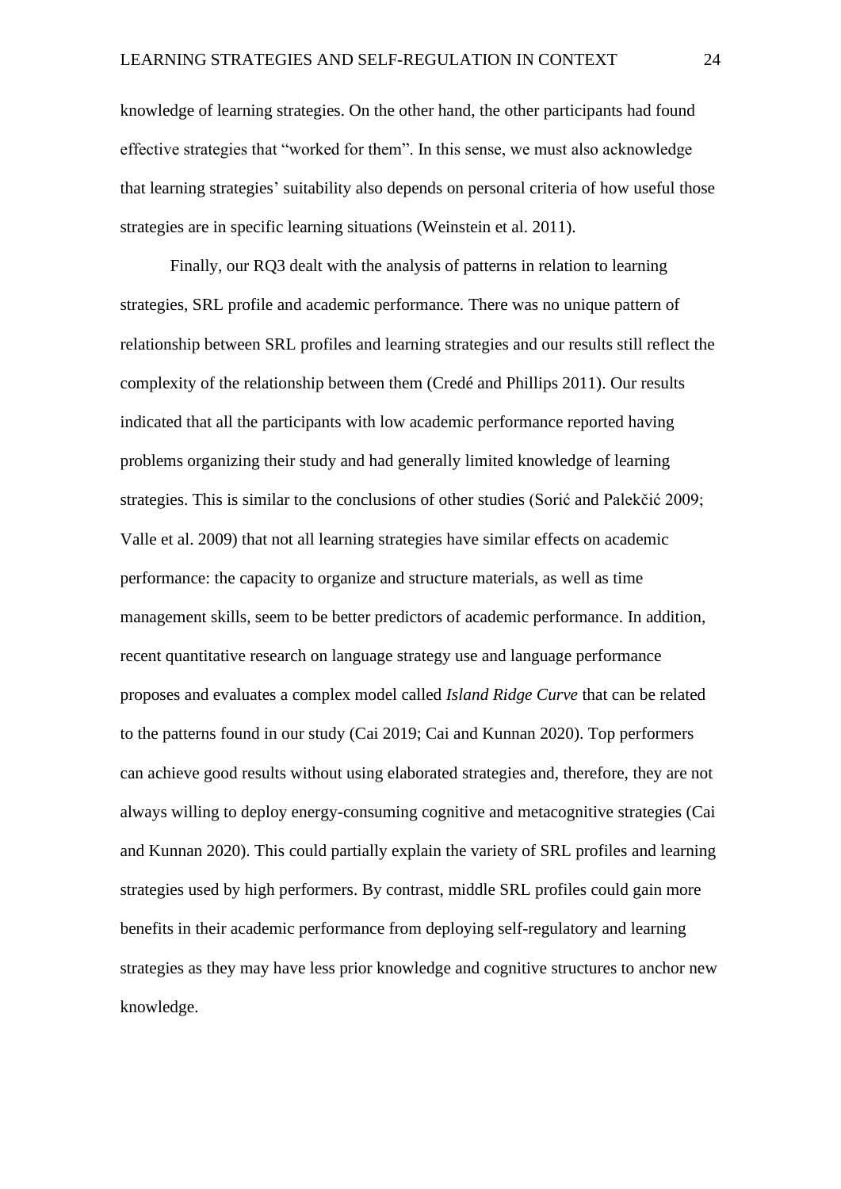knowledge of learning strategies. On the other hand, the other participants had found effective strategies that "worked for them". In this sense, we must also acknowledge that learning strategies' suitability also depends on personal criteria of how useful those strategies are in specific learning situations (Weinstein et al. 2011).

Finally, our RQ3 dealt with the analysis of patterns in relation to learning strategies, SRL profile and academic performance. There was no unique pattern of relationship between SRL profiles and learning strategies and our results still reflect the complexity of the relationship between them (Credé and Phillips 2011). Our results indicated that all the participants with low academic performance reported having problems organizing their study and had generally limited knowledge of learning strategies. This is similar to the conclusions of other studies (Sorić and Palekčić 2009; Valle et al. 2009) that not all learning strategies have similar effects on academic performance: the capacity to organize and structure materials, as well as time management skills, seem to be better predictors of academic performance. In addition, recent quantitative research on language strategy use and language performance proposes and evaluates a complex model called *Island Ridge Curve* that can be related to the patterns found in our study (Cai 2019; Cai and Kunnan 2020). Top performers can achieve good results without using elaborated strategies and, therefore, they are not always willing to deploy energy-consuming cognitive and metacognitive strategies (Cai and Kunnan 2020). This could partially explain the variety of SRL profiles and learning strategies used by high performers. By contrast, middle SRL profiles could gain more benefits in their academic performance from deploying self-regulatory and learning strategies as they may have less prior knowledge and cognitive structures to anchor new knowledge.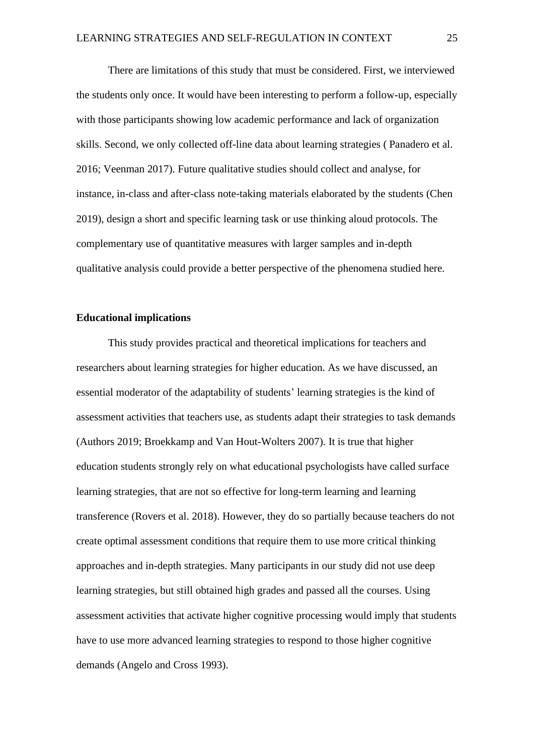There are limitations of this study that must be considered. First, we interviewed the students only once. It would have been interesting to perform a follow-up, especially with those participants showing low academic performance and lack of organization skills. Second, we only collected off-line data about learning strategies ( Panadero et al. 2016; Veenman 2017). Future qualitative studies should collect and analyse, for instance, in-class and after-class note-taking materials elaborated by the students (Chen 2019), design a short and specific learning task or use thinking aloud protocols. The complementary use of quantitative measures with larger samples and in-depth qualitative analysis could provide a better perspective of the phenomena studied here.

**Educational implications**

This study provides practical and theoretical implications for teachers and researchers about learning strategies for higher education. As we have discussed, an essential moderator of the adaptability of students' learning strategies is the kind of assessment activities that teachers use, as students adapt their strategies to task demands (Authors 2019; Broekkamp and Van Hout-Wolters 2007). It is true that higher education students strongly rely on what educational psychologists have called surface learning strategies, that are not so effective for long-term learning and learning transference (Rovers et al. 2018). However, they do so partially because teachers do not create optimal assessment conditions that require them to use more critical thinking approaches and in-depth strategies. Many participants in our study did not use deep learning strategies, but still obtained high grades and passed all the courses. Using assessment activities that activate higher cognitive processing would imply that students have to use more advanced learning strategies to respond to those higher cognitive demands (Angelo and Cross 1993).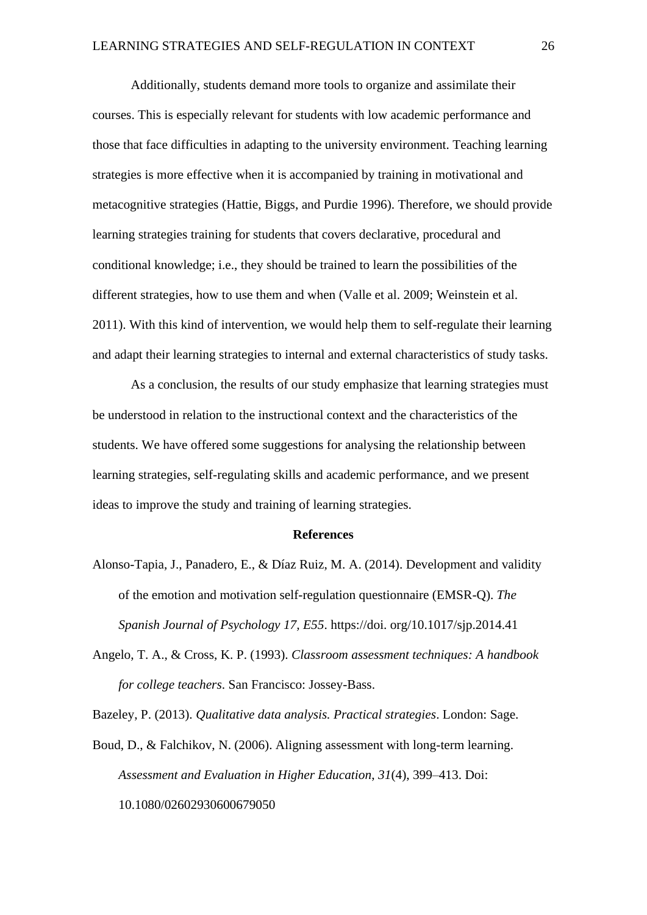Additionally, students demand more tools to organize and assimilate their courses. This is especially relevant for students with low academic performance and those that face difficulties in adapting to the university environment. Teaching learning strategies is more effective when it is accompanied by training in motivational and metacognitive strategies (Hattie, Biggs, and Purdie 1996). Therefore, we should provide learning strategies training for students that covers declarative, procedural and conditional knowledge; i.e., they should be trained to learn the possibilities of the different strategies, how to use them and when (Valle et al. 2009; Weinstein et al. 2011). With this kind of intervention, we would help them to self-regulate their learning and adapt their learning strategies to internal and external characteristics of study tasks.

As a conclusion, the results of our study emphasize that learning strategies must be understood in relation to the instructional context and the characteristics of the students. We have offered some suggestions for analysing the relationship between learning strategies, self-regulating skills and academic performance, and we present ideas to improve the study and training of learning strategies.

**References**

Alonso-Tapia, J., Panadero, E., & Díaz Ruiz, M. A. (2014). Development and validity of the emotion and motivation self-regulation questionnaire (EMSR-Q). *The Spanish Journal of Psychology 17, E55*. https://doi. org/10.1017/sjp.2014.41

Angelo, T. A., & Cross, K. P. (1993). *Classroom assessment techniques: A handbook for college teachers*. San Francisco: Jossey-Bass.

Bazeley, P. (2013). *Qualitative data analysis. Practical strategies*. London: Sage.

Boud, D., & Falchikov, N. (2006). Aligning assessment with long-term learning. *Assessment and Evaluation in Higher Education*, *31*(4), 399–413. Doi: 10.1080/02602930600679050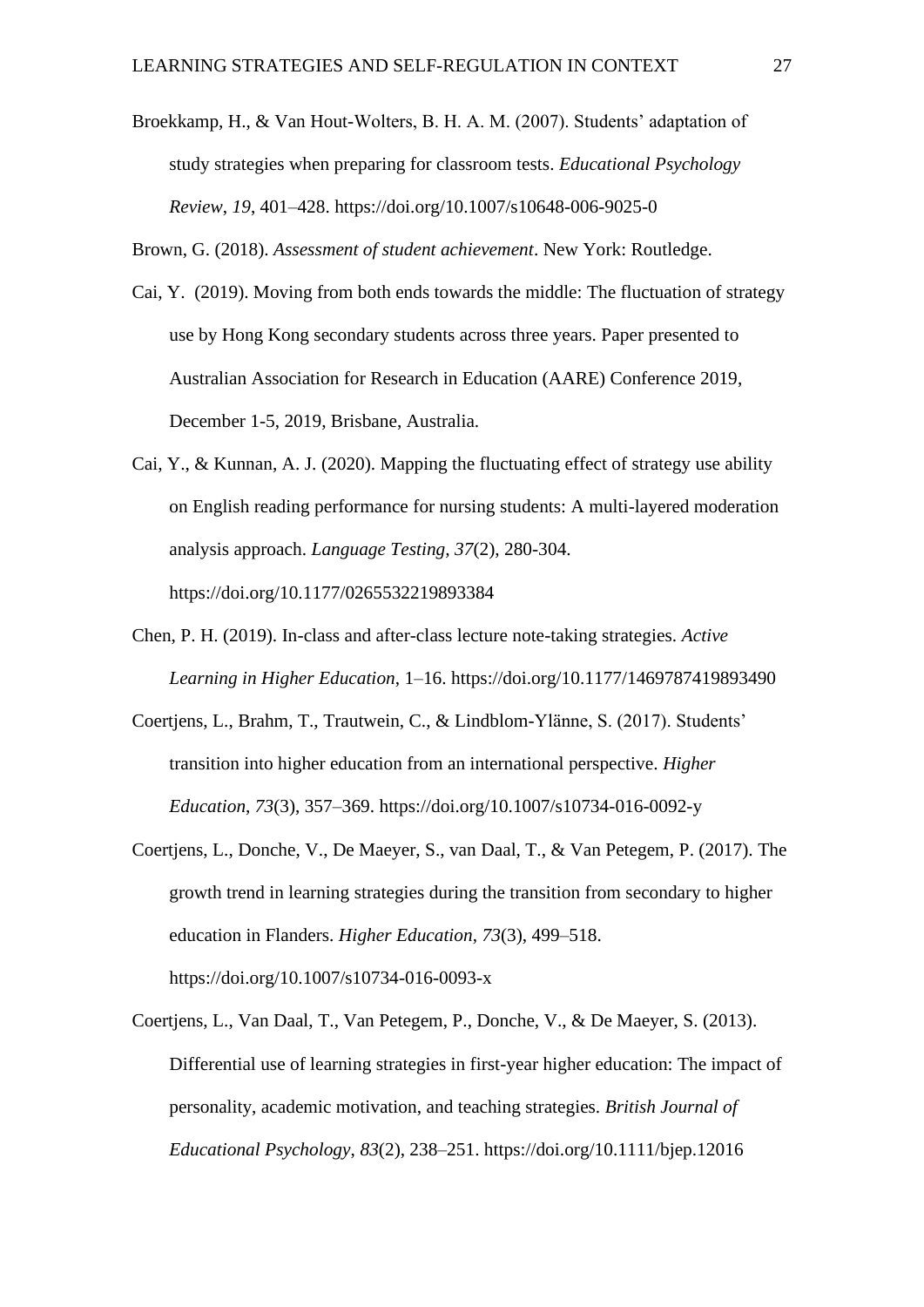Broekkamp, H., & Van Hout-Wolters, B. H. A. M. (2007). Students' adaptation of study strategies when preparing for classroom tests. *Educational Psychology Review*, *19*, 401–428. https://doi.org/10.1007/s10648-006-9025-0

Brown, G. (2018). *Assessment of student achievement*. New York: Routledge.

Cai, Y. (2019). Moving from both ends towards the middle: The fluctuation of strategy use by Hong Kong secondary students across three years. Paper presented to Australian Association for Research in Education (AARE) Conference 2019, December 1-5, 2019, Brisbane, Australia.

Cai, Y., & Kunnan, A. J. (2020). Mapping the fluctuating effect of strategy use ability on English reading performance for nursing students: A multi-layered moderation analysis approach. *Language Testing*, *37*(2), 280-304. https://doi.org/10.1177/0265532219893384

Chen, P. H. (2019). In-class and after-class lecture note-taking strategies. *Active Learning in Higher Education*, 1–16. https://doi.org/10.1177/1469787419893490

Coertjens, L., Brahm, T., Trautwein, C., & Lindblom-Ylänne, S. (2017). Students' transition into higher education from an international perspective. *Higher Education*, *73*(3), 357–369. https://doi.org/10.1007/s10734-016-0092-y

Coertjens, L., Donche, V., De Maeyer, S., van Daal, T., & Van Petegem, P. (2017). The growth trend in learning strategies during the transition from secondary to higher education in Flanders. *Higher Education*, *73*(3), 499–518. https://doi.org/10.1007/s10734-016-0093-x

Coertjens, L., Van Daal, T., Van Petegem, P., Donche, V., & De Maeyer, S. (2013). Differential use of learning strategies in first-year higher education: The impact of personality, academic motivation, and teaching strategies. *British Journal of Educational Psychology*, *83*(2), 238–251. https://doi.org/10.1111/bjep.12016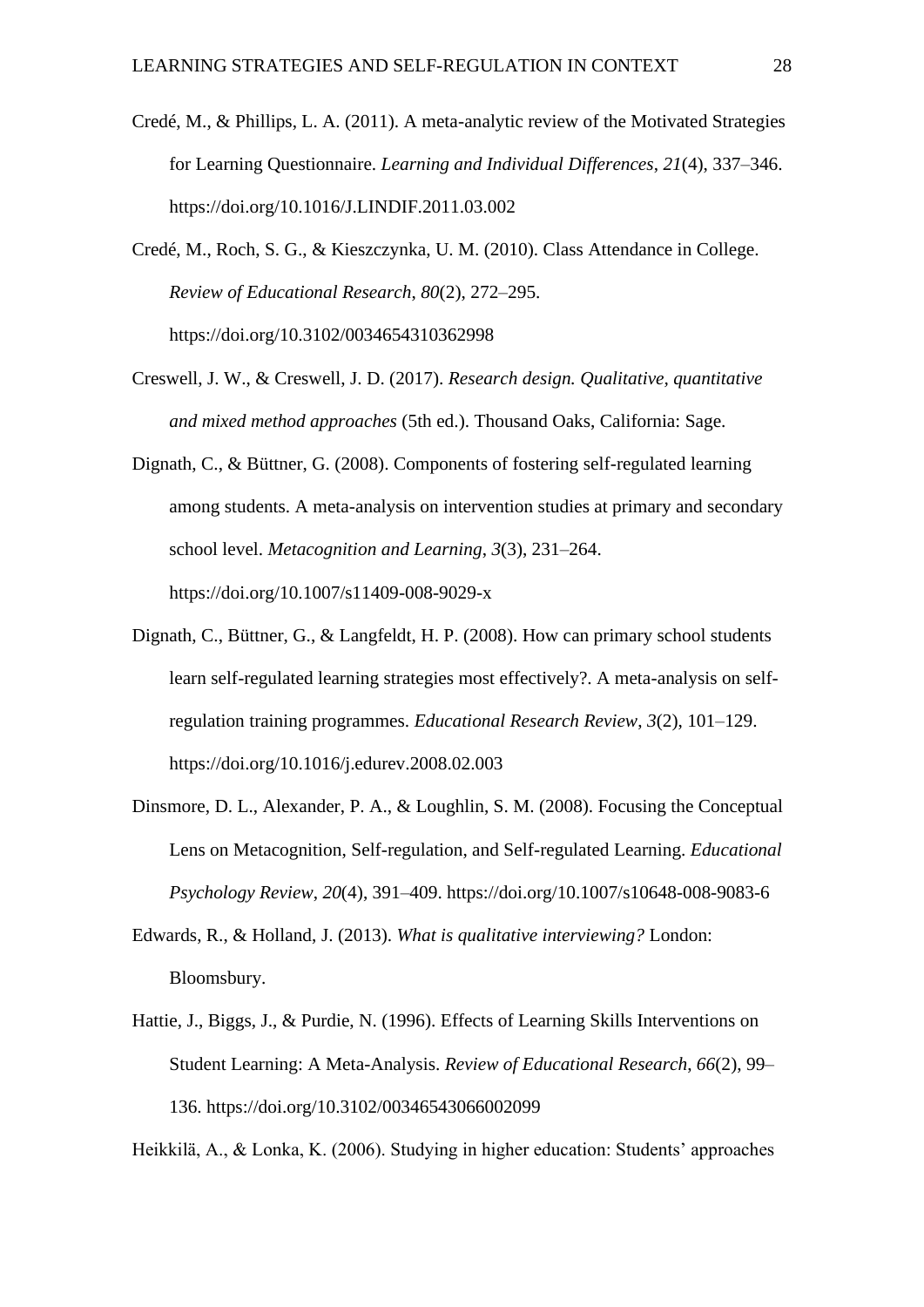Credé, M., & Phillips, L. A. (2011). A meta-analytic review of the Motivated Strategies for Learning Questionnaire. *Learning and Individual Differences*, *21*(4), 337–346. https://doi.org/10.1016/J.LINDIF.2011.03.002

Credé, M., Roch, S. G., & Kieszczynka, U. M. (2010). Class Attendance in College. *Review of Educational Research*, *80*(2), 272–295. https://doi.org/10.3102/0034654310362998

Creswell, J. W., & Creswell, J. D. (2017). *Research design. Qualitative, quantitative and mixed method approaches* (5th ed.). Thousand Oaks, California: Sage.

Dignath, C., & Büttner, G. (2008). Components of fostering self-regulated learning among students. A meta-analysis on intervention studies at primary and secondary school level. *Metacognition and Learning*, *3*(3), 231–264. https://doi.org/10.1007/s11409-008-9029-x

Dignath, C., Büttner, G., & Langfeldt, H. P. (2008). How can primary school students learn self-regulated learning strategies most effectively?. A meta-analysis on self-regulation training programmes. *Educational Research Review*, *3*(2), 101–129. https://doi.org/10.1016/j.edurev.2008.02.003

Dinsmore, D. L., Alexander, P. A., & Loughlin, S. M. (2008). Focusing the Conceptual Lens on Metacognition, Self-regulation, and Self-regulated Learning. *Educational Psychology Review*, *20*(4), 391–409. https://doi.org/10.1007/s10648-008-9083-6

Edwards, R., & Holland, J. (2013). *What is qualitative interviewing?* London: Bloomsbury.

Hattie, J., Biggs, J., & Purdie, N. (1996). Effects of Learning Skills Interventions on Student Learning: A Meta-Analysis. *Review of Educational Research*, *66*(2), 99–136. https://doi.org/10.3102/00346543066002099

Heikkilä, A., & Lonka, K. (2006). Studying in higher education: Students' approaches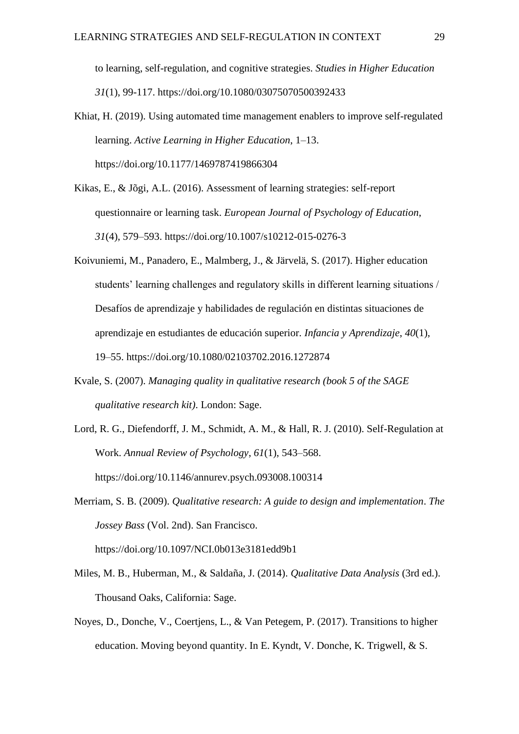to learning, self-regulation, and cognitive strategies. *Studies in Higher Education 31*(1), 99-117. https://doi.org/10.1080/03075070500392433

Khiat, H. (2019). Using automated time management enablers to improve self-regulated learning. *Active Learning in Higher Education*, 1–13. https://doi.org/10.1177/1469787419866304

Kikas, E., & Jõgi, A.L. (2016). Assessment of learning strategies: self-report questionnaire or learning task. *European Journal of Psychology of Education*, *31*(4), 579–593. https://doi.org/10.1007/s10212-015-0276-3

Koivuniemi, M., Panadero, E., Malmberg, J., & Järvelä, S. (2017). Higher education students' learning challenges and regulatory skills in different learning situations / Desafíos de aprendizaje y habilidades de regulación en distintas situaciones de aprendizaje en estudiantes de educación superior. *Infancia y Aprendizaje*, *40*(1), 19–55. https://doi.org/10.1080/02103702.2016.1272874

Kvale, S. (2007). *Managing quality in qualitative research (book 5 of the SAGE qualitative research kit)*. London: Sage.

Lord, R. G., Diefendorff, J. M., Schmidt, A. M., & Hall, R. J. (2010). Self-Regulation at Work. *Annual Review of Psychology*, *61*(1), 543–568. https://doi.org/10.1146/annurev.psych.093008.100314

Merriam, S. B. (2009). *Qualitative research: A guide to design and implementation*. *The Jossey Bass* (Vol. 2nd). San Francisco. https://doi.org/10.1097/NCI.0b013e3181edd9b1

Miles, M. B., Huberman, M., & Saldaña, J. (2014). *Qualitative Data Analysis* (3rd ed.). Thousand Oaks, California: Sage.

Noyes, D., Donche, V., Coertjens, L., & Van Petegem, P. (2017). Transitions to higher education. Moving beyond quantity. In E. Kyndt, V. Donche, K. Trigwell, & S.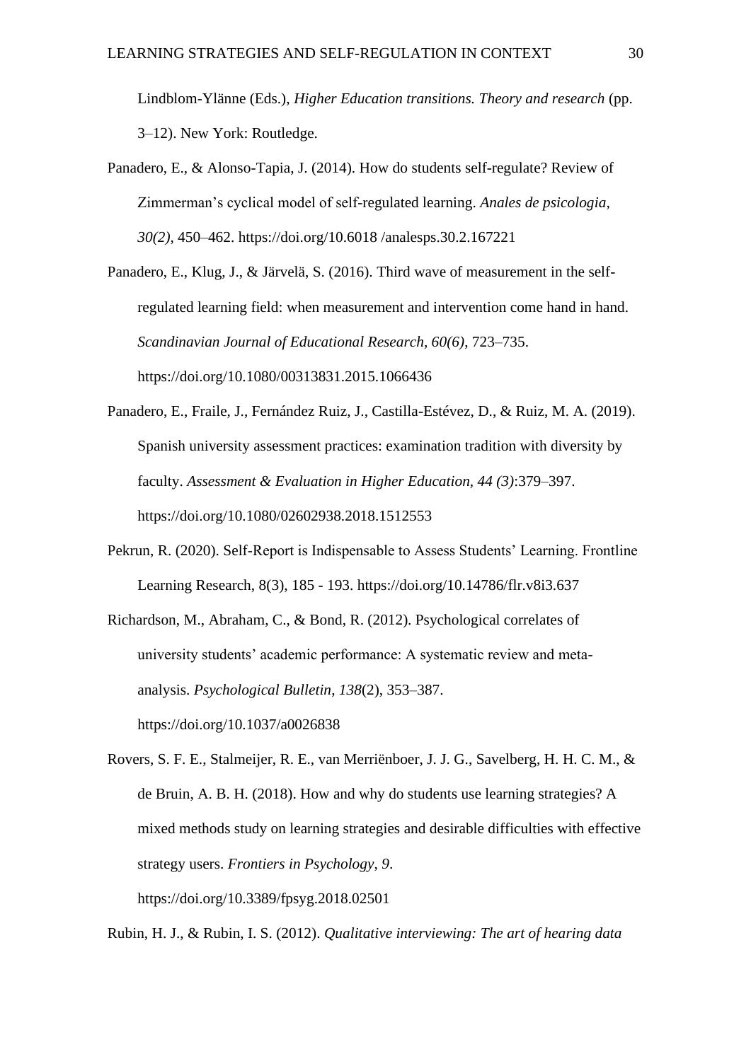Lindblom-Ylänne (Eds.), *Higher Education transitions. Theory and research* (pp. 3–12). New York: Routledge.

Panadero, E., & Alonso-Tapia, J. (2014). How do students self-regulate? Review of Zimmerman's cyclical model of self-regulated learning. *Anales de psicologia, 30(2)*, 450–462. https://doi.org/10.6018 /analesps.30.2.167221

Panadero, E., Klug, J., & Järvelä, S. (2016). Third wave of measurement in the self-regulated learning field: when measurement and intervention come hand in hand. *Scandinavian Journal of Educational Research, 60(6)*, 723–735. https://doi.org/10.1080/00313831.2015.1066436

Panadero, E., Fraile, J., Fernández Ruiz, J., Castilla-Estévez, D., & Ruiz, M. A. (2019). Spanish university assessment practices: examination tradition with diversity by faculty. *Assessment & Evaluation in Higher Education, 44 (3)*:379–397. https://doi.org/10.1080/02602938.2018.1512553

Pekrun, R. (2020). Self-Report is Indispensable to Assess Students' Learning. Frontline Learning Research, 8(3), 185 - 193. https://doi.org/10.14786/flr.v8i3.637

Richardson, M., Abraham, C., & Bond, R. (2012). Psychological correlates of university students' academic performance: A systematic review and meta-analysis. *Psychological Bulletin*, *138*(2), 353–387. https://doi.org/10.1037/a0026838

Rovers, S. F. E., Stalmeijer, R. E., van Merriënboer, J. J. G., Savelberg, H. H. C. M., & de Bruin, A. B. H. (2018). How and why do students use learning strategies? A mixed methods study on learning strategies and desirable difficulties with effective strategy users. *Frontiers in Psychology*, *9*. https://doi.org/10.3389/fpsyg.2018.02501

Rubin, H. J., & Rubin, I. S. (2012). *Qualitative interviewing: The art of hearing data*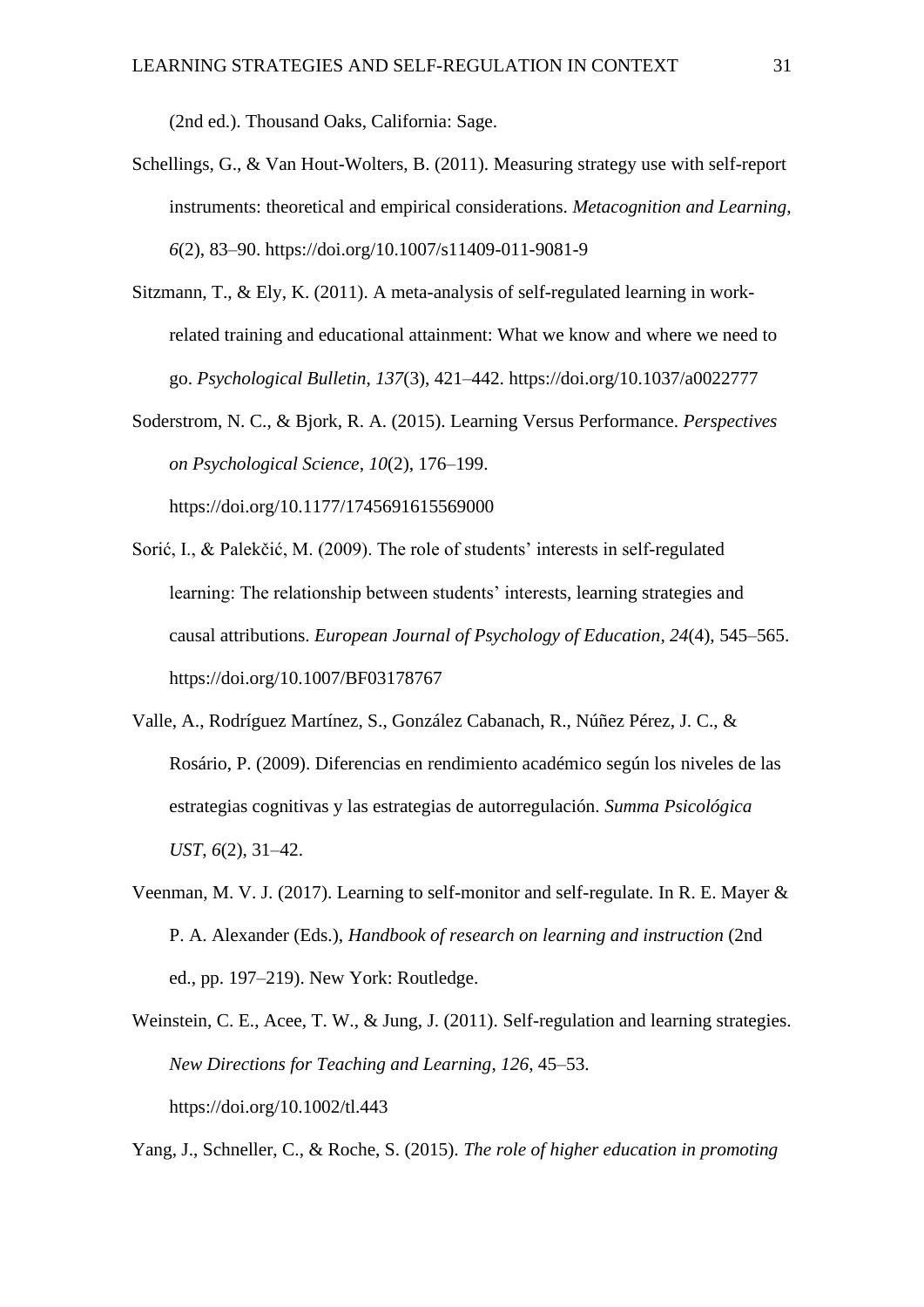(2nd ed.). Thousand Oaks, California: Sage.

Schellings, G., & Van Hout-Wolters, B. (2011). Measuring strategy use with self-report instruments: theoretical and empirical considerations. *Metacognition and Learning*, *6*(2), 83–90. https://doi.org/10.1007/s11409-011-9081-9

Sitzmann, T., & Ely, K. (2011). A meta-analysis of self-regulated learning in work-related training and educational attainment: What we know and where we need to go. *Psychological Bulletin*, *137*(3), 421–442. https://doi.org/10.1037/a0022777

Soderstrom, N. C., & Bjork, R. A. (2015). Learning Versus Performance. *Perspectives on Psychological Science*, *10*(2), 176–199. https://doi.org/10.1177/1745691615569000

Sorić, I., & Palekčić, M. (2009). The role of students' interests in self-regulated learning: The relationship between students' interests, learning strategies and causal attributions. *European Journal of Psychology of Education*, *24*(4), 545–565. https://doi.org/10.1007/BF03178767

Valle, A., Rodríguez Martínez, S., González Cabanach, R., Núñez Pérez, J. C., & Rosário, P. (2009). Diferencias en rendimiento académico según los niveles de las estrategias cognitivas y las estrategias de autorregulación. *Summa Psicológica UST*, *6*(2), 31–42.

Veenman, M. V. J. (2017). Learning to self-monitor and self-regulate. In R. E. Mayer & P. A. Alexander (Eds.), *Handbook of research on learning and instruction* (2nd ed., pp. 197–219). New York: Routledge.

Weinstein, C. E., Acee, T. W., & Jung, J. (2011). Self-regulation and learning strategies. *New Directions for Teaching and Learning*, *126*, 45–53. https://doi.org/10.1002/tl.443

Yang, J., Schneller, C., & Roche, S. (2015). *The role of higher education in promoting*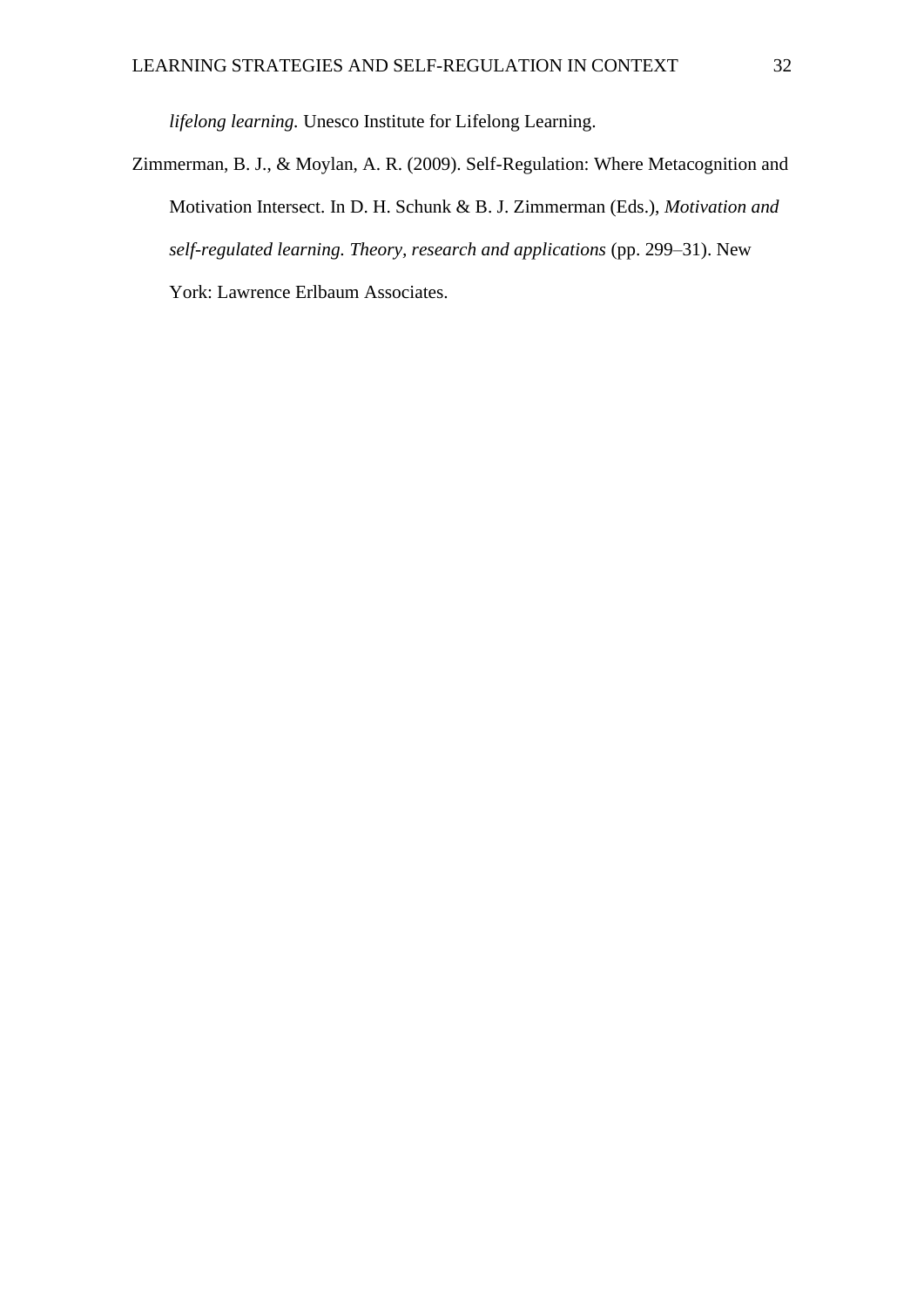*lifelong learning.* Unesco Institute for Lifelong Learning.

Zimmerman, B. J., & Moylan, A. R. (2009). Self-Regulation: Where Metacognition and Motivation Intersect. In D. H. Schunk & B. J. Zimmerman (Eds.), *Motivation and self-regulated learning. Theory, research and applications* (pp. 299–31). New York: Lawrence Erlbaum Associates.